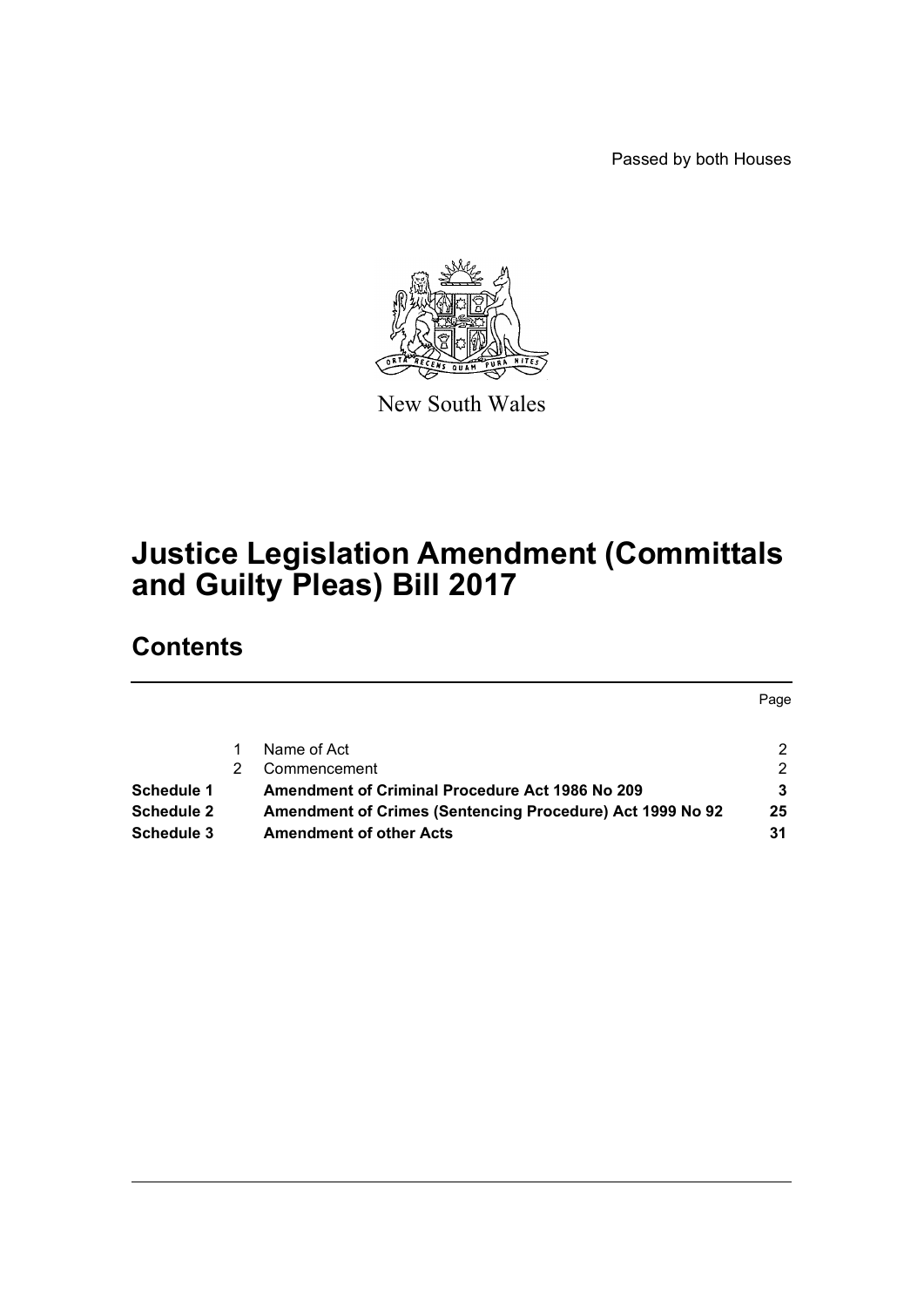Passed by both Houses

New South Wales

# Justice Legislation Amendment (Committals and Guilty Pleas) Bill 2017

## Contents

| | | | Page |
|---|---|---|---|
| | 1 | Name of Act | 2 |
| | 2 | Commencement | 2 |
| **Schedule 1** | | **Amendment of Criminal Procedure Act 1986 No 209** | **3** |
| **Schedule 2** | | **Amendment of Crimes (Sentencing Procedure) Act 1999 No 92** | **25** |
| **Schedule 3** | | **Amendment of other Acts** | **31** |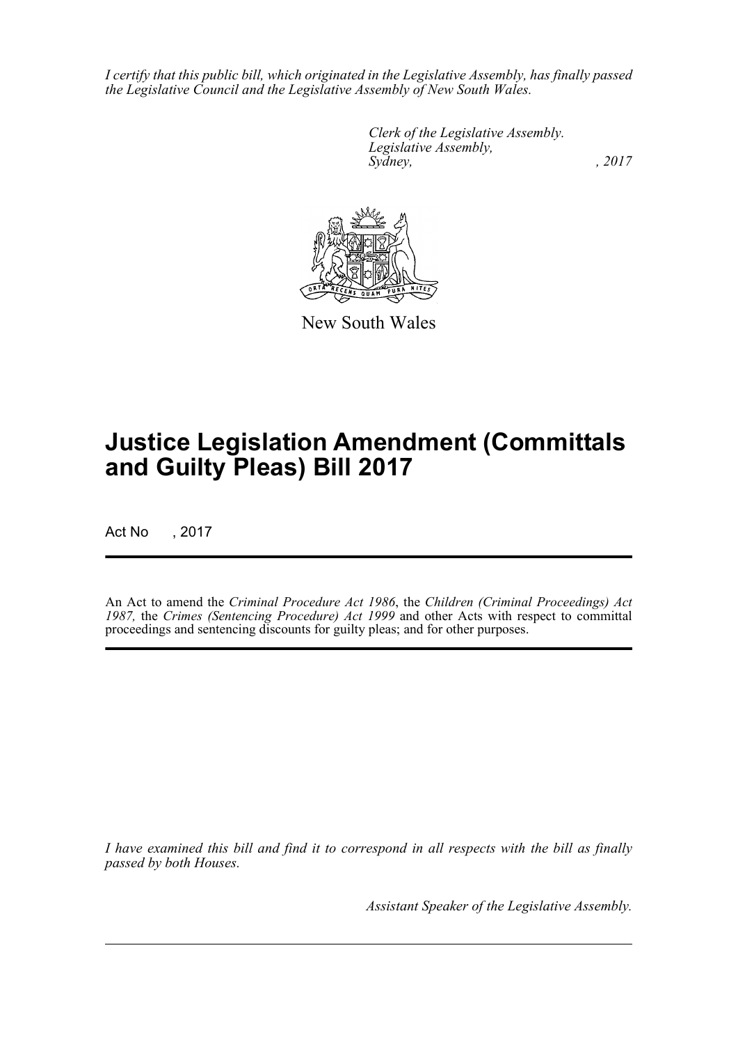*I certify that this public bill, which originated in the Legislative Assembly, has finally passed the Legislative Council and the Legislative Assembly of New South Wales.*

*Clerk of the Legislative Assembly.*
*Legislative Assembly,*
*Sydney, , 2017*

New South Wales

# Justice Legislation Amendment (Committals and Guilty Pleas) Bill 2017

Act No , 2017

An Act to amend the *Criminal Procedure Act 1986*, the *Children (Criminal Proceedings) Act 1987,* the *Crimes (Sentencing Procedure) Act 1999* and other Acts with respect to committal proceedings and sentencing discounts for guilty pleas; and for other purposes.

*I have examined this bill and find it to correspond in all respects with the bill as finally passed by both Houses.*

*Assistant Speaker of the Legislative Assembly.*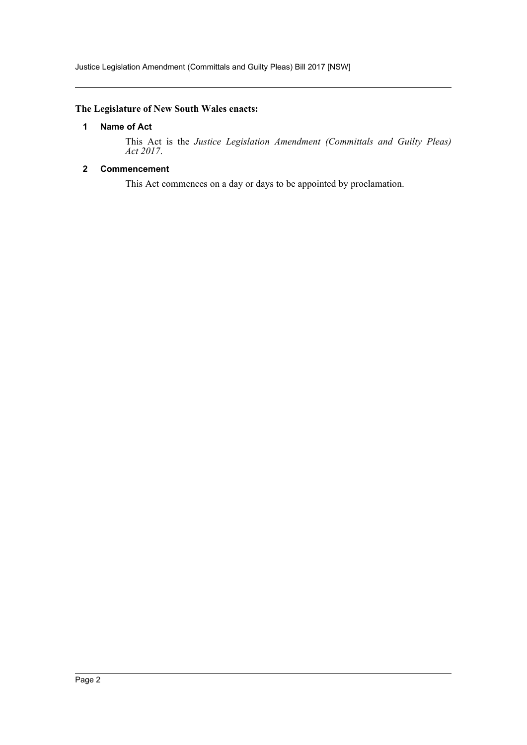**The Legislature of New South Wales enacts:**

## 1 Name of Act

This Act is the *Justice Legislation Amendment (Committals and Guilty Pleas) Act 2017*.

## 2 Commencement

This Act commences on a day or days to be appointed by proclamation.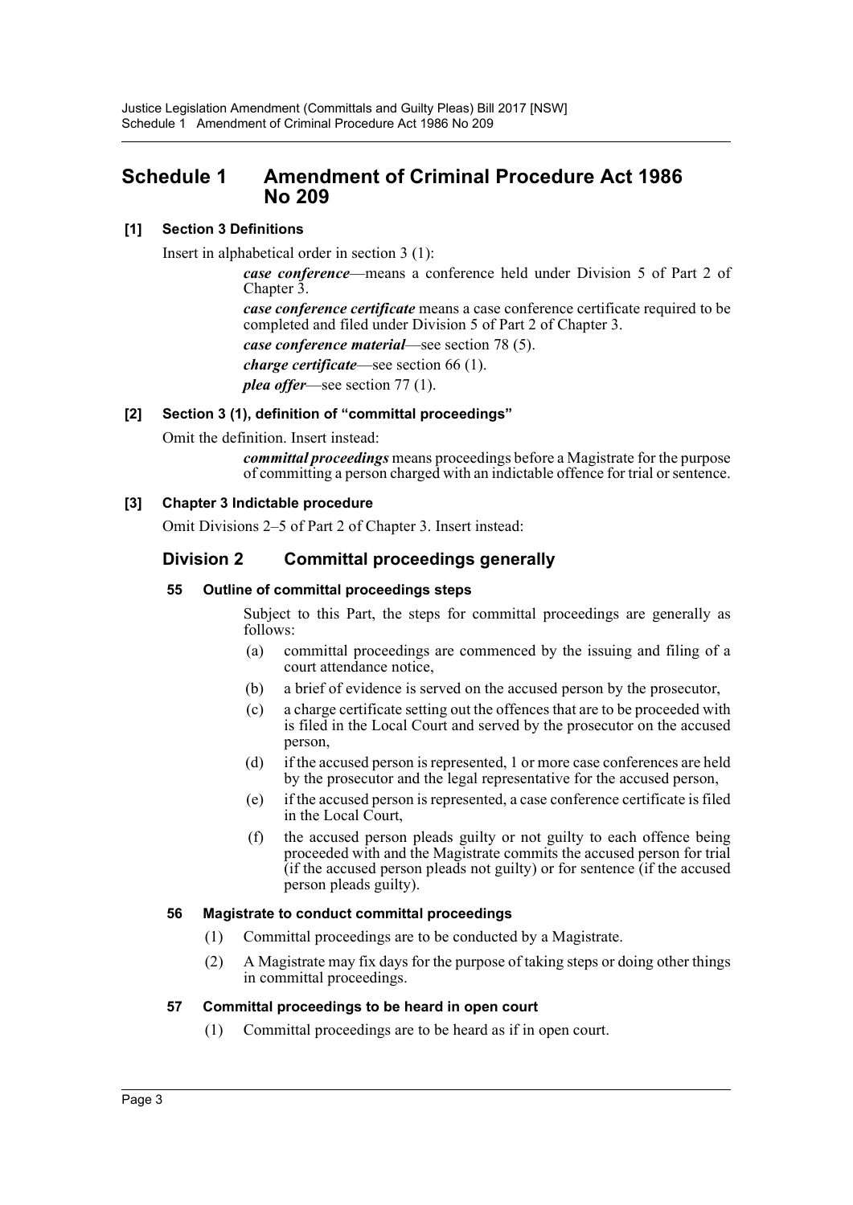# Schedule 1 Amendment of Criminal Procedure Act 1986 No 209

### [1] Section 3 Definitions

Insert in alphabetical order in section 3 (1):

> ***case conference***—means a conference held under Division 5 of Part 2 of Chapter 3.
>
> ***case conference certificate*** means a case conference certificate required to be completed and filed under Division 5 of Part 2 of Chapter 3.
>
> ***case conference material***—see section 78 (5).
>
> ***charge certificate***—see section 66 (1).
>
> ***plea offer***—see section 77 (1).

### [2] Section 3 (1), definition of "committal proceedings"

Omit the definition. Insert instead:

> ***committal proceedings*** means proceedings before a Magistrate for the purpose of committing a person charged with an indictable offence for trial or sentence.

### [3] Chapter 3 Indictable procedure

Omit Divisions 2–5 of Part 2 of Chapter 3. Insert instead:

## Division 2 Committal proceedings generally

### 55 Outline of committal proceedings steps

Subject to this Part, the steps for committal proceedings are generally as follows:

(a) committal proceedings are commenced by the issuing and filing of a court attendance notice,

(b) a brief of evidence is served on the accused person by the prosecutor,

(c) a charge certificate setting out the offences that are to be proceeded with is filed in the Local Court and served by the prosecutor on the accused person,

(d) if the accused person is represented, 1 or more case conferences are held by the prosecutor and the legal representative for the accused person,

(e) if the accused person is represented, a case conference certificate is filed in the Local Court,

(f) the accused person pleads guilty or not guilty to each offence being proceeded with and the Magistrate commits the accused person for trial (if the accused person pleads not guilty) or for sentence (if the accused person pleads guilty).

### 56 Magistrate to conduct committal proceedings

(1) Committal proceedings are to be conducted by a Magistrate.

(2) A Magistrate may fix days for the purpose of taking steps or doing other things in committal proceedings.

### 57 Committal proceedings to be heard in open court

(1) Committal proceedings are to be heard as if in open court.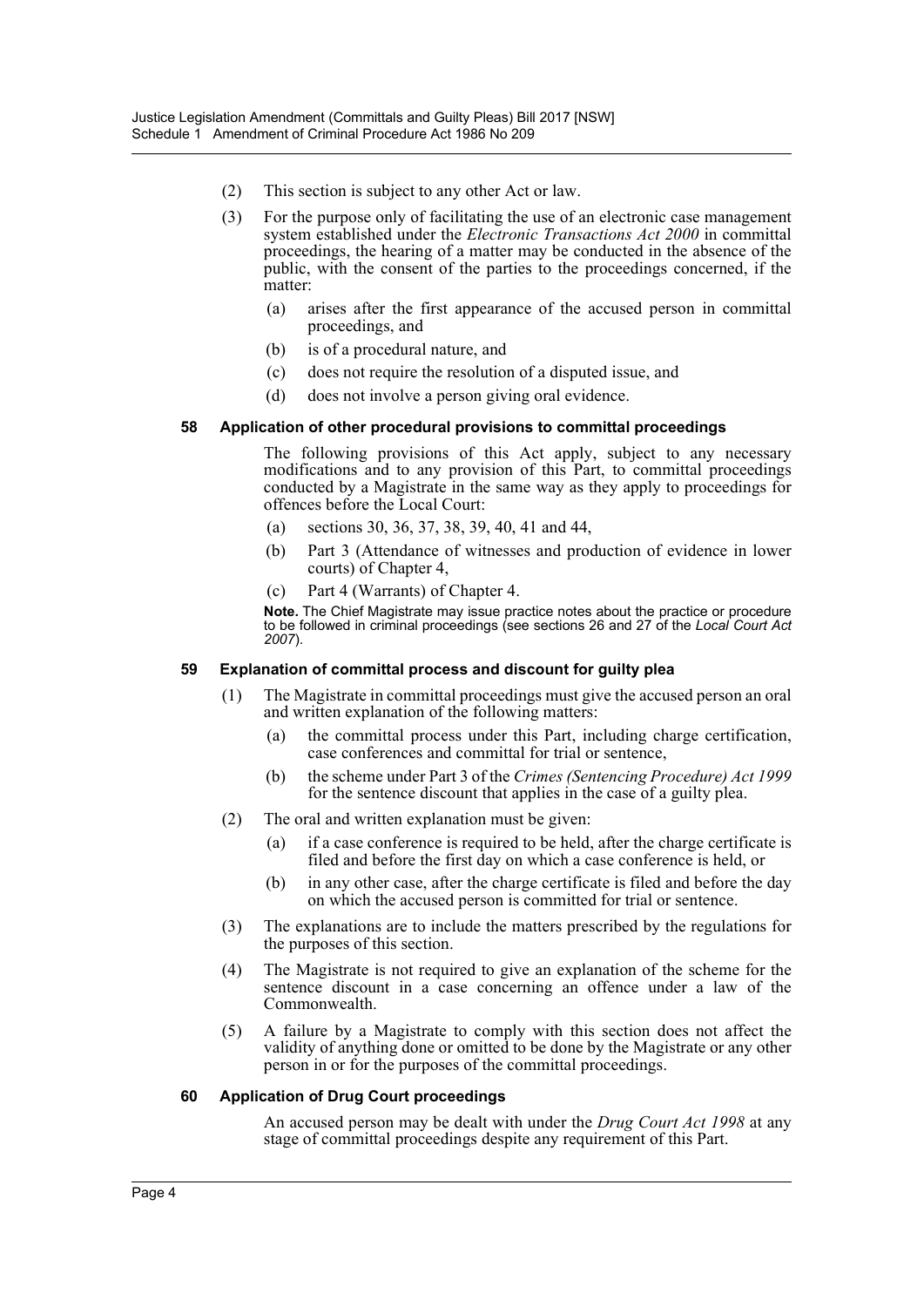(2) This section is subject to any other Act or law.

(3) For the purpose only of facilitating the use of an electronic case management system established under the *Electronic Transactions Act 2000* in committal proceedings, the hearing of a matter may be conducted in the absence of the public, with the consent of the parties to the proceedings concerned, if the matter:

- (a) arises after the first appearance of the accused person in committal proceedings, and
- (b) is of a procedural nature, and
- (c) does not require the resolution of a disputed issue, and
- (d) does not involve a person giving oral evidence.

#### 58 Application of other procedural provisions to committal proceedings

The following provisions of this Act apply, subject to any necessary modifications and to any provision of this Part, to committal proceedings conducted by a Magistrate in the same way as they apply to proceedings for offences before the Local Court:

- (a) sections 30, 36, 37, 38, 39, 40, 41 and 44,
- (b) Part 3 (Attendance of witnesses and production of evidence in lower courts) of Chapter 4,
- (c) Part 4 (Warrants) of Chapter 4.

**Note.** The Chief Magistrate may issue practice notes about the practice or procedure to be followed in criminal proceedings (see sections 26 and 27 of the *Local Court Act 2007*).

#### 59 Explanation of committal process and discount for guilty plea

(1) The Magistrate in committal proceedings must give the accused person an oral and written explanation of the following matters:

- (a) the committal process under this Part, including charge certification, case conferences and committal for trial or sentence,
- (b) the scheme under Part 3 of the *Crimes (Sentencing Procedure) Act 1999* for the sentence discount that applies in the case of a guilty plea.

(2) The oral and written explanation must be given:

- (a) if a case conference is required to be held, after the charge certificate is filed and before the first day on which a case conference is held, or
- (b) in any other case, after the charge certificate is filed and before the day on which the accused person is committed for trial or sentence.

(3) The explanations are to include the matters prescribed by the regulations for the purposes of this section.

(4) The Magistrate is not required to give an explanation of the scheme for the sentence discount in a case concerning an offence under a law of the Commonwealth.

(5) A failure by a Magistrate to comply with this section does not affect the validity of anything done or omitted to be done by the Magistrate or any other person in or for the purposes of the committal proceedings.

#### 60 Application of Drug Court proceedings

An accused person may be dealt with under the *Drug Court Act 1998* at any stage of committal proceedings despite any requirement of this Part.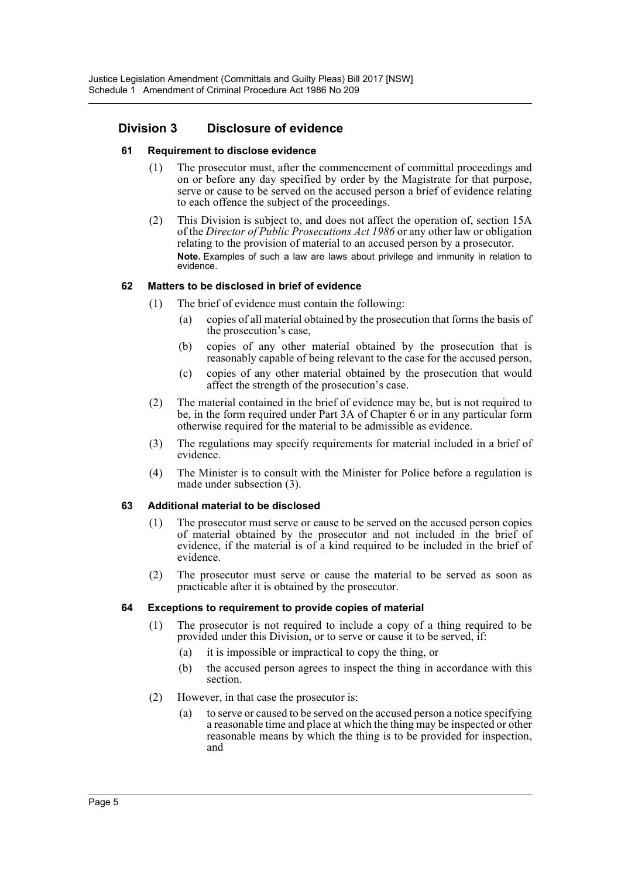## Division 3 Disclosure of evidence

### 61 Requirement to disclose evidence

(1) The prosecutor must, after the commencement of committal proceedings and on or before any day specified by order by the Magistrate for that purpose, serve or cause to be served on the accused person a brief of evidence relating to each offence the subject of the proceedings.

(2) This Division is subject to, and does not affect the operation of, section 15A of the *Director of Public Prosecutions Act 1986* or any other law or obligation relating to the provision of material to an accused person by a prosecutor.

**Note.** Examples of such a law are laws about privilege and immunity in relation to evidence.

### 62 Matters to be disclosed in brief of evidence

(1) The brief of evidence must contain the following:

(a) copies of all material obtained by the prosecution that forms the basis of the prosecution's case,

(b) copies of any other material obtained by the prosecution that is reasonably capable of being relevant to the case for the accused person,

(c) copies of any other material obtained by the prosecution that would affect the strength of the prosecution's case.

(2) The material contained in the brief of evidence may be, but is not required to be, in the form required under Part 3A of Chapter 6 or in any particular form otherwise required for the material to be admissible as evidence.

(3) The regulations may specify requirements for material included in a brief of evidence.

(4) The Minister is to consult with the Minister for Police before a regulation is made under subsection (3).

### 63 Additional material to be disclosed

(1) The prosecutor must serve or cause to be served on the accused person copies of material obtained by the prosecutor and not included in the brief of evidence, if the material is of a kind required to be included in the brief of evidence.

(2) The prosecutor must serve or cause the material to be served as soon as practicable after it is obtained by the prosecutor.

### 64 Exceptions to requirement to provide copies of material

(1) The prosecutor is not required to include a copy of a thing required to be provided under this Division, or to serve or cause it to be served, if:

(a) it is impossible or impractical to copy the thing, or

(b) the accused person agrees to inspect the thing in accordance with this section.

(2) However, in that case the prosecutor is:

(a) to serve or caused to be served on the accused person a notice specifying a reasonable time and place at which the thing may be inspected or other reasonable means by which the thing is to be provided for inspection, and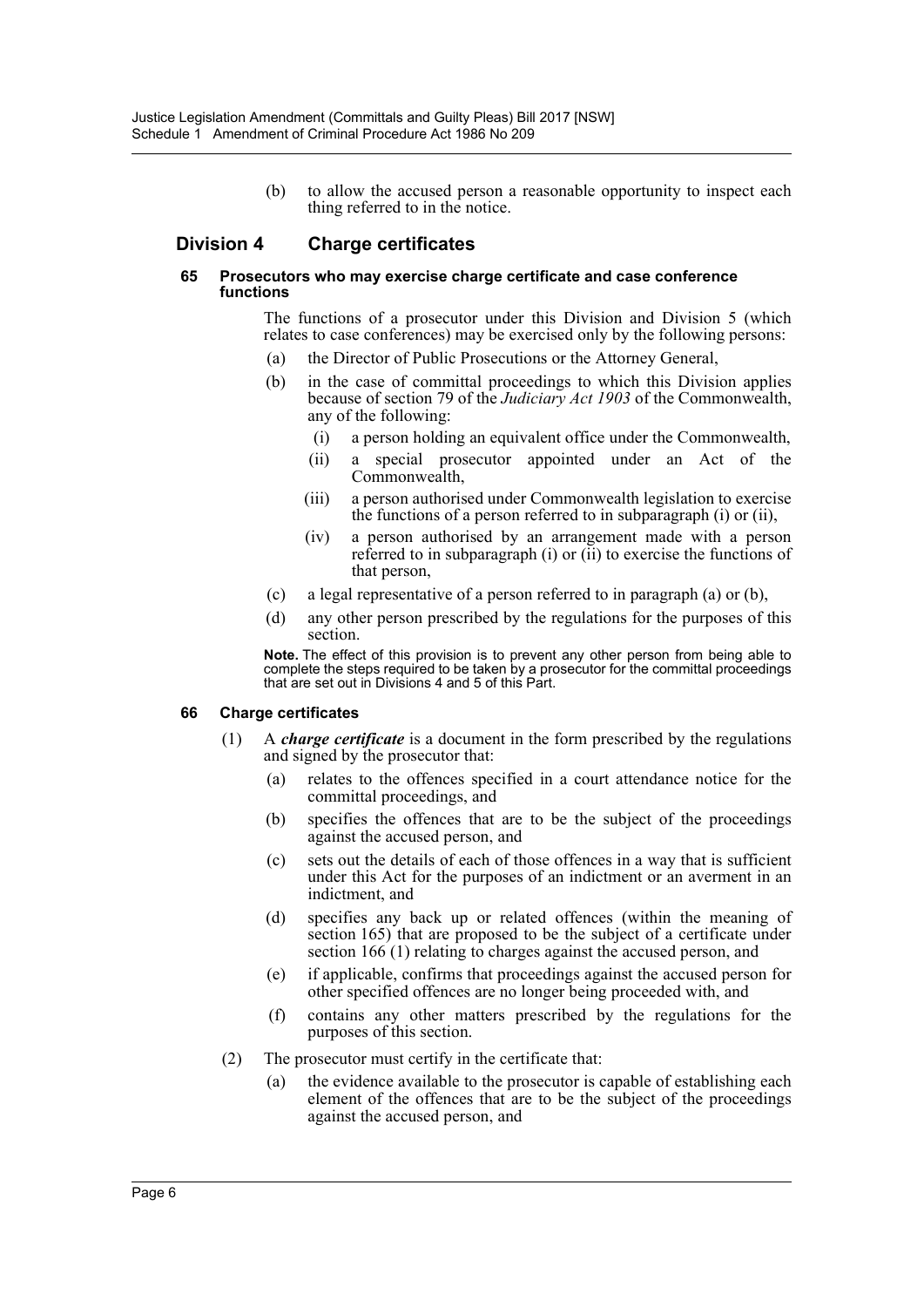(b) to allow the accused person a reasonable opportunity to inspect each thing referred to in the notice.

## Division 4 Charge certificates

#### 65 Prosecutors who may exercise charge certificate and case conference functions

The functions of a prosecutor under this Division and Division 5 (which relates to case conferences) may be exercised only by the following persons:

(a) the Director of Public Prosecutions or the Attorney General,

(b) in the case of committal proceedings to which this Division applies because of section 79 of the *Judiciary Act 1903* of the Commonwealth, any of the following:

(i) a person holding an equivalent office under the Commonwealth,

(ii) a special prosecutor appointed under an Act of the Commonwealth,

(iii) a person authorised under Commonwealth legislation to exercise the functions of a person referred to in subparagraph (i) or (ii),

(iv) a person authorised by an arrangement made with a person referred to in subparagraph (i) or (ii) to exercise the functions of that person,

(c) a legal representative of a person referred to in paragraph (a) or (b),

(d) any other person prescribed by the regulations for the purposes of this section.

**Note.** The effect of this provision is to prevent any other person from being able to complete the steps required to be taken by a prosecutor for the committal proceedings that are set out in Divisions 4 and 5 of this Part.

#### 66 Charge certificates

(1) A ***charge certificate*** is a document in the form prescribed by the regulations and signed by the prosecutor that:

(a) relates to the offences specified in a court attendance notice for the committal proceedings, and

(b) specifies the offences that are to be the subject of the proceedings against the accused person, and

(c) sets out the details of each of those offences in a way that is sufficient under this Act for the purposes of an indictment or an averment in an indictment, and

(d) specifies any back up or related offences (within the meaning of section 165) that are proposed to be the subject of a certificate under section 166 (1) relating to charges against the accused person, and

(e) if applicable, confirms that proceedings against the accused person for other specified offences are no longer being proceeded with, and

(f) contains any other matters prescribed by the regulations for the purposes of this section.

(2) The prosecutor must certify in the certificate that:

(a) the evidence available to the prosecutor is capable of establishing each element of the offences that are to be the subject of the proceedings against the accused person, and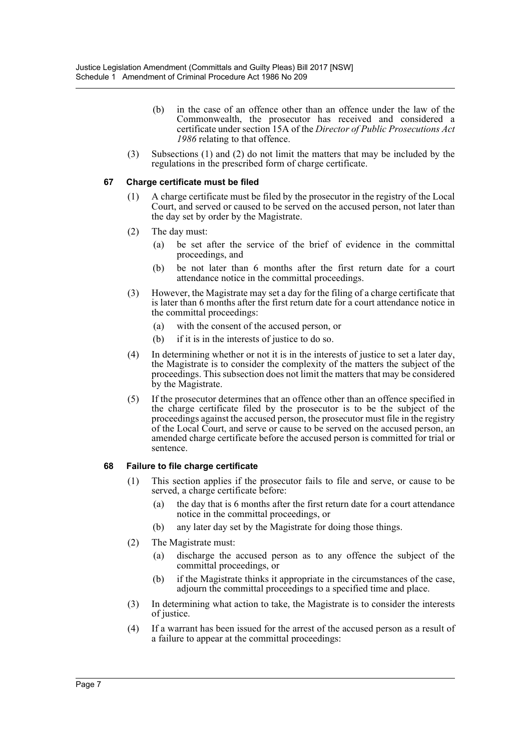(b) in the case of an offence other than an offence under the law of the Commonwealth, the prosecutor has received and considered a certificate under section 15A of the *Director of Public Prosecutions Act 1986* relating to that offence.

(3) Subsections (1) and (2) do not limit the matters that may be included by the regulations in the prescribed form of charge certificate.

### 67 Charge certificate must be filed

(1) A charge certificate must be filed by the prosecutor in the registry of the Local Court, and served or caused to be served on the accused person, not later than the day set by order by the Magistrate.

(2) The day must:

(a) be set after the service of the brief of evidence in the committal proceedings, and

(b) be not later than 6 months after the first return date for a court attendance notice in the committal proceedings.

(3) However, the Magistrate may set a day for the filing of a charge certificate that is later than 6 months after the first return date for a court attendance notice in the committal proceedings:

(a) with the consent of the accused person, or

(b) if it is in the interests of justice to do so.

(4) In determining whether or not it is in the interests of justice to set a later day, the Magistrate is to consider the complexity of the matters the subject of the proceedings. This subsection does not limit the matters that may be considered by the Magistrate.

(5) If the prosecutor determines that an offence other than an offence specified in the charge certificate filed by the prosecutor is to be the subject of the proceedings against the accused person, the prosecutor must file in the registry of the Local Court, and serve or cause to be served on the accused person, an amended charge certificate before the accused person is committed for trial or sentence.

### 68 Failure to file charge certificate

(1) This section applies if the prosecutor fails to file and serve, or cause to be served, a charge certificate before:

(a) the day that is 6 months after the first return date for a court attendance notice in the committal proceedings, or

(b) any later day set by the Magistrate for doing those things.

(2) The Magistrate must:

(a) discharge the accused person as to any offence the subject of the committal proceedings, or

(b) if the Magistrate thinks it appropriate in the circumstances of the case, adjourn the committal proceedings to a specified time and place.

(3) In determining what action to take, the Magistrate is to consider the interests of justice.

(4) If a warrant has been issued for the arrest of the accused person as a result of a failure to appear at the committal proceedings: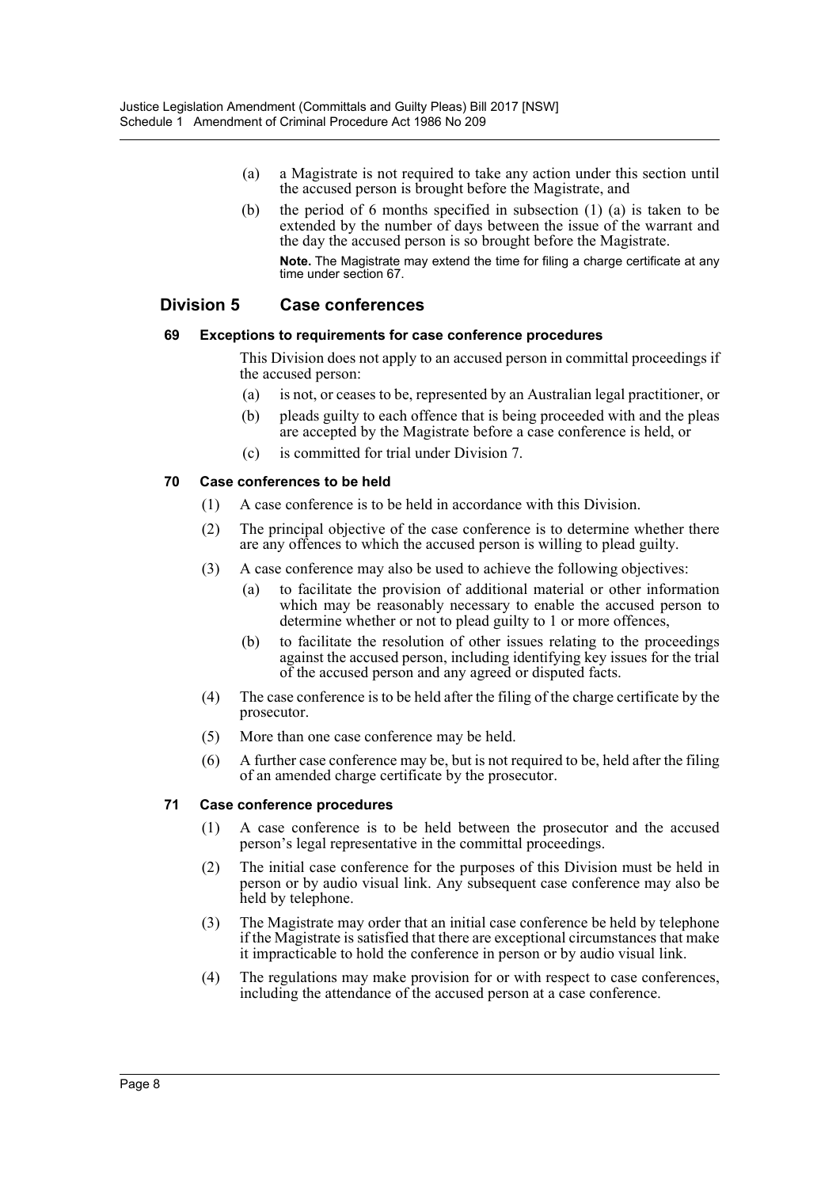(a) a Magistrate is not required to take any action under this section until the accused person is brought before the Magistrate, and

(b) the period of 6 months specified in subsection (1) (a) is taken to be extended by the number of days between the issue of the warrant and the day the accused person is so brought before the Magistrate.

**Note.** The Magistrate may extend the time for filing a charge certificate at any time under section 67.

## Division 5 Case conferences

### 69 Exceptions to requirements for case conference procedures

This Division does not apply to an accused person in committal proceedings if the accused person:

(a) is not, or ceases to be, represented by an Australian legal practitioner, or

(b) pleads guilty to each offence that is being proceeded with and the pleas are accepted by the Magistrate before a case conference is held, or

(c) is committed for trial under Division 7.

### 70 Case conferences to be held

(1) A case conference is to be held in accordance with this Division.

(2) The principal objective of the case conference is to determine whether there are any offences to which the accused person is willing to plead guilty.

(3) A case conference may also be used to achieve the following objectives:

(a) to facilitate the provision of additional material or other information which may be reasonably necessary to enable the accused person to determine whether or not to plead guilty to 1 or more offences,

(b) to facilitate the resolution of other issues relating to the proceedings against the accused person, including identifying key issues for the trial of the accused person and any agreed or disputed facts.

(4) The case conference is to be held after the filing of the charge certificate by the prosecutor.

(5) More than one case conference may be held.

(6) A further case conference may be, but is not required to be, held after the filing of an amended charge certificate by the prosecutor.

### 71 Case conference procedures

(1) A case conference is to be held between the prosecutor and the accused person's legal representative in the committal proceedings.

(2) The initial case conference for the purposes of this Division must be held in person or by audio visual link. Any subsequent case conference may also be held by telephone.

(3) The Magistrate may order that an initial case conference be held by telephone if the Magistrate is satisfied that there are exceptional circumstances that make it impracticable to hold the conference in person or by audio visual link.

(4) The regulations may make provision for or with respect to case conferences, including the attendance of the accused person at a case conference.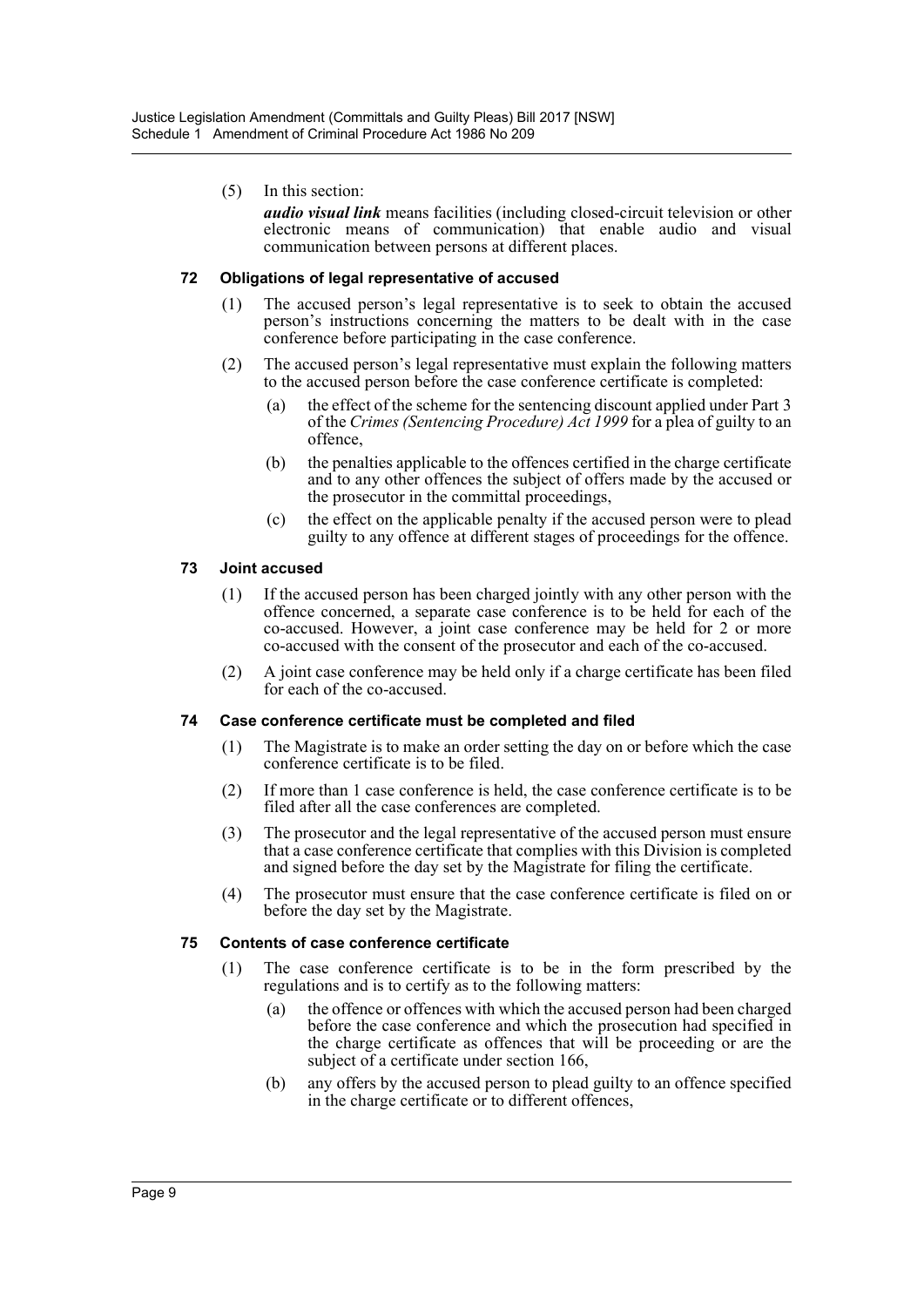(5) In this section:

*audio visual link* means facilities (including closed-circuit television or other electronic means of communication) that enable audio and visual communication between persons at different places.

### 72 Obligations of legal representative of accused

(1) The accused person's legal representative is to seek to obtain the accused person's instructions concerning the matters to be dealt with in the case conference before participating in the case conference.

(2) The accused person's legal representative must explain the following matters to the accused person before the case conference certificate is completed:

- (a) the effect of the scheme for the sentencing discount applied under Part 3 of the *Crimes (Sentencing Procedure) Act 1999* for a plea of guilty to an offence,
- (b) the penalties applicable to the offences certified in the charge certificate and to any other offences the subject of offers made by the accused or the prosecutor in the committal proceedings,
- (c) the effect on the applicable penalty if the accused person were to plead guilty to any offence at different stages of proceedings for the offence.

### 73 Joint accused

(1) If the accused person has been charged jointly with any other person with the offence concerned, a separate case conference is to be held for each of the co-accused. However, a joint case conference may be held for 2 or more co-accused with the consent of the prosecutor and each of the co-accused.

(2) A joint case conference may be held only if a charge certificate has been filed for each of the co-accused.

### 74 Case conference certificate must be completed and filed

(1) The Magistrate is to make an order setting the day on or before which the case conference certificate is to be filed.

(2) If more than 1 case conference is held, the case conference certificate is to be filed after all the case conferences are completed.

(3) The prosecutor and the legal representative of the accused person must ensure that a case conference certificate that complies with this Division is completed and signed before the day set by the Magistrate for filing the certificate.

(4) The prosecutor must ensure that the case conference certificate is filed on or before the day set by the Magistrate.

### 75 Contents of case conference certificate

(1) The case conference certificate is to be in the form prescribed by the regulations and is to certify as to the following matters:

- (a) the offence or offences with which the accused person had been charged before the case conference and which the prosecution had specified in the charge certificate as offences that will be proceeding or are the subject of a certificate under section 166,
- (b) any offers by the accused person to plead guilty to an offence specified in the charge certificate or to different offences,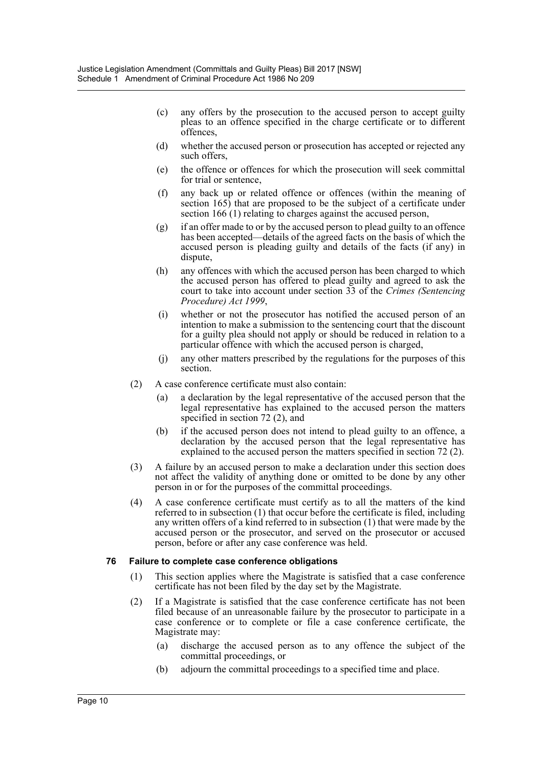(c) any offers by the prosecution to the accused person to accept guilty pleas to an offence specified in the charge certificate or to different offences,

(d) whether the accused person or prosecution has accepted or rejected any such offers,

(e) the offence or offences for which the prosecution will seek committal for trial or sentence,

(f) any back up or related offence or offences (within the meaning of section 165) that are proposed to be the subject of a certificate under section 166 (1) relating to charges against the accused person,

(g) if an offer made to or by the accused person to plead guilty to an offence has been accepted—details of the agreed facts on the basis of which the accused person is pleading guilty and details of the facts (if any) in dispute,

(h) any offences with which the accused person has been charged to which the accused person has offered to plead guilty and agreed to ask the court to take into account under section 33 of the *Crimes (Sentencing Procedure) Act 1999*,

(i) whether or not the prosecutor has notified the accused person of an intention to make a submission to the sentencing court that the discount for a guilty plea should not apply or should be reduced in relation to a particular offence with which the accused person is charged,

(j) any other matters prescribed by the regulations for the purposes of this section.

(2) A case conference certificate must also contain:

(a) a declaration by the legal representative of the accused person that the legal representative has explained to the accused person the matters specified in section 72 (2), and

(b) if the accused person does not intend to plead guilty to an offence, a declaration by the accused person that the legal representative has explained to the accused person the matters specified in section 72 (2).

(3) A failure by an accused person to make a declaration under this section does not affect the validity of anything done or omitted to be done by any other person in or for the purposes of the committal proceedings.

(4) A case conference certificate must certify as to all the matters of the kind referred to in subsection (1) that occur before the certificate is filed, including any written offers of a kind referred to in subsection (1) that were made by the accused person or the prosecutor, and served on the prosecutor or accused person, before or after any case conference was held.

#### 76 Failure to complete case conference obligations

(1) This section applies where the Magistrate is satisfied that a case conference certificate has not been filed by the day set by the Magistrate.

(2) If a Magistrate is satisfied that the case conference certificate has not been filed because of an unreasonable failure by the prosecutor to participate in a case conference or to complete or file a case conference certificate, the Magistrate may:

(a) discharge the accused person as to any offence the subject of the committal proceedings, or

(b) adjourn the committal proceedings to a specified time and place.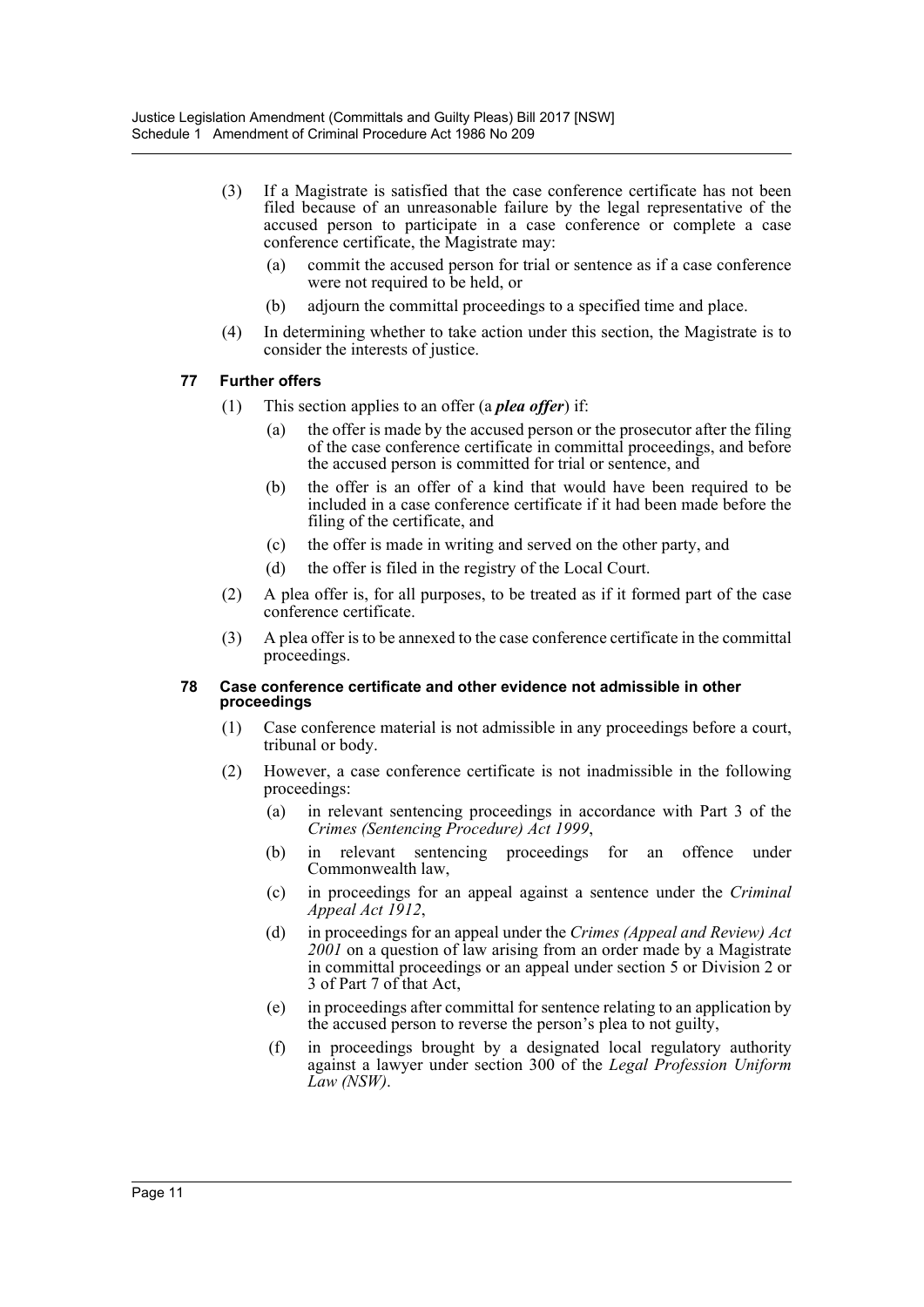(3) If a Magistrate is satisfied that the case conference certificate has not been filed because of an unreasonable failure by the legal representative of the accused person to participate in a case conference or complete a case conference certificate, the Magistrate may:

  (a) commit the accused person for trial or sentence as if a case conference were not required to be held, or

  (b) adjourn the committal proceedings to a specified time and place.

(4) In determining whether to take action under this section, the Magistrate is to consider the interests of justice.

### 77 Further offers

(1) This section applies to an offer (a ***plea offer***) if:

  (a) the offer is made by the accused person or the prosecutor after the filing of the case conference certificate in committal proceedings, and before the accused person is committed for trial or sentence, and

  (b) the offer is an offer of a kind that would have been required to be included in a case conference certificate if it had been made before the filing of the certificate, and

  (c) the offer is made in writing and served on the other party, and

  (d) the offer is filed in the registry of the Local Court.

(2) A plea offer is, for all purposes, to be treated as if it formed part of the case conference certificate.

(3) A plea offer is to be annexed to the case conference certificate in the committal proceedings.

### 78 Case conference certificate and other evidence not admissible in other proceedings

(1) Case conference material is not admissible in any proceedings before a court, tribunal or body.

(2) However, a case conference certificate is not inadmissible in the following proceedings:

  (a) in relevant sentencing proceedings in accordance with Part 3 of the *Crimes (Sentencing Procedure) Act 1999*,

  (b) in relevant sentencing proceedings for an offence under Commonwealth law,

  (c) in proceedings for an appeal against a sentence under the *Criminal Appeal Act 1912*,

  (d) in proceedings for an appeal under the *Crimes (Appeal and Review) Act 2001* on a question of law arising from an order made by a Magistrate in committal proceedings or an appeal under section 5 or Division 2 or 3 of Part 7 of that Act,

  (e) in proceedings after committal for sentence relating to an application by the accused person to reverse the person's plea to not guilty,

  (f) in proceedings brought by a designated local regulatory authority against a lawyer under section 300 of the *Legal Profession Uniform Law (NSW)*.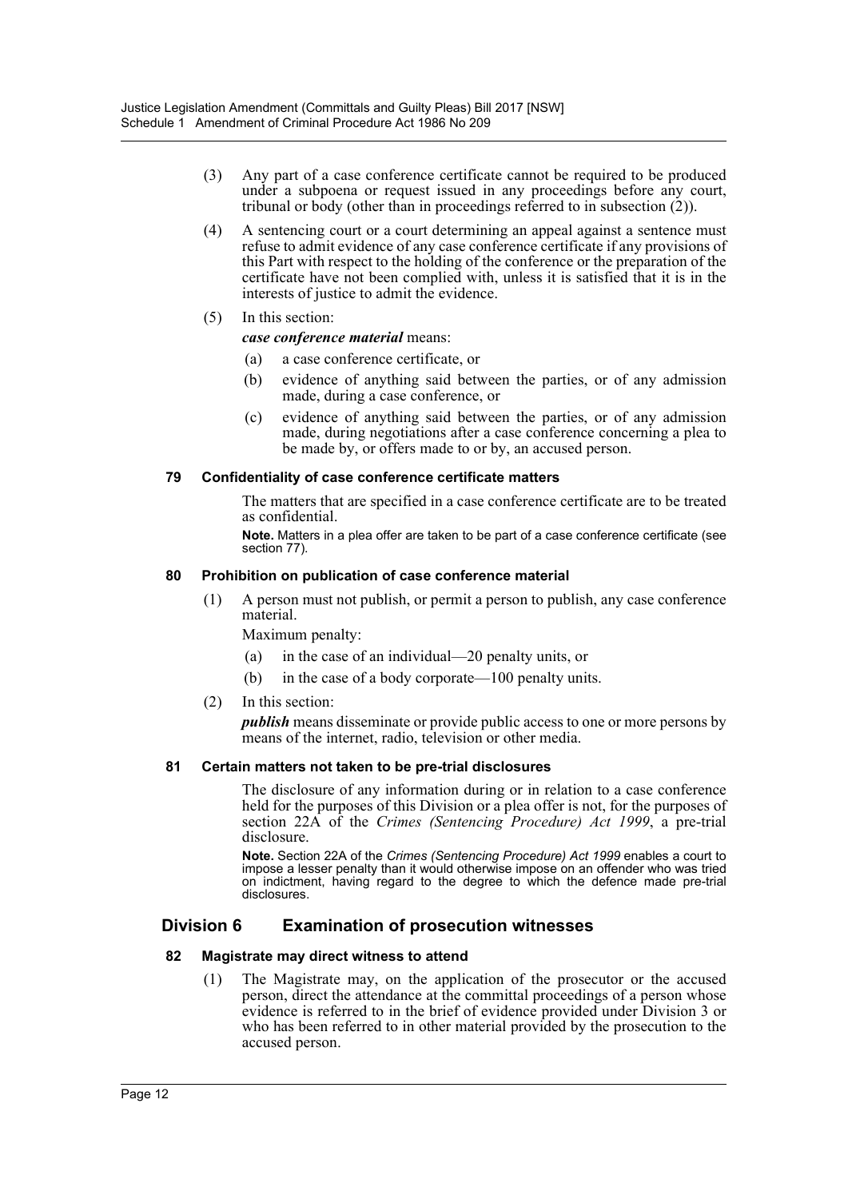(3) Any part of a case conference certificate cannot be required to be produced under a subpoena or request issued in any proceedings before any court, tribunal or body (other than in proceedings referred to in subsection (2)).

(4) A sentencing court or a court determining an appeal against a sentence must refuse to admit evidence of any case conference certificate if any provisions of this Part with respect to the holding of the conference or the preparation of the certificate have not been complied with, unless it is satisfied that it is in the interests of justice to admit the evidence.

(5) In this section:

***case conference material*** means:

(a) a case conference certificate, or

(b) evidence of anything said between the parties, or of any admission made, during a case conference, or

(c) evidence of anything said between the parties, or of any admission made, during negotiations after a case conference concerning a plea to be made by, or offers made to or by, an accused person.

#### 79 Confidentiality of case conference certificate matters

The matters that are specified in a case conference certificate are to be treated as confidential.

**Note.** Matters in a plea offer are taken to be part of a case conference certificate (see section 77).

#### 80 Prohibition on publication of case conference material

(1) A person must not publish, or permit a person to publish, any case conference material.

Maximum penalty:

(a) in the case of an individual—20 penalty units, or

(b) in the case of a body corporate—100 penalty units.

(2) In this section:

***publish*** means disseminate or provide public access to one or more persons by means of the internet, radio, television or other media.

#### 81 Certain matters not taken to be pre-trial disclosures

The disclosure of any information during or in relation to a case conference held for the purposes of this Division or a plea offer is not, for the purposes of section 22A of the *Crimes (Sentencing Procedure) Act 1999*, a pre-trial disclosure.

**Note.** Section 22A of the *Crimes (Sentencing Procedure) Act 1999* enables a court to impose a lesser penalty than it would otherwise impose on an offender who was tried on indictment, having regard to the degree to which the defence made pre-trial disclosures.

### Division 6 Examination of prosecution witnesses

#### 82 Magistrate may direct witness to attend

(1) The Magistrate may, on the application of the prosecutor or the accused person, direct the attendance at the committal proceedings of a person whose evidence is referred to in the brief of evidence provided under Division 3 or who has been referred to in other material provided by the prosecution to the accused person.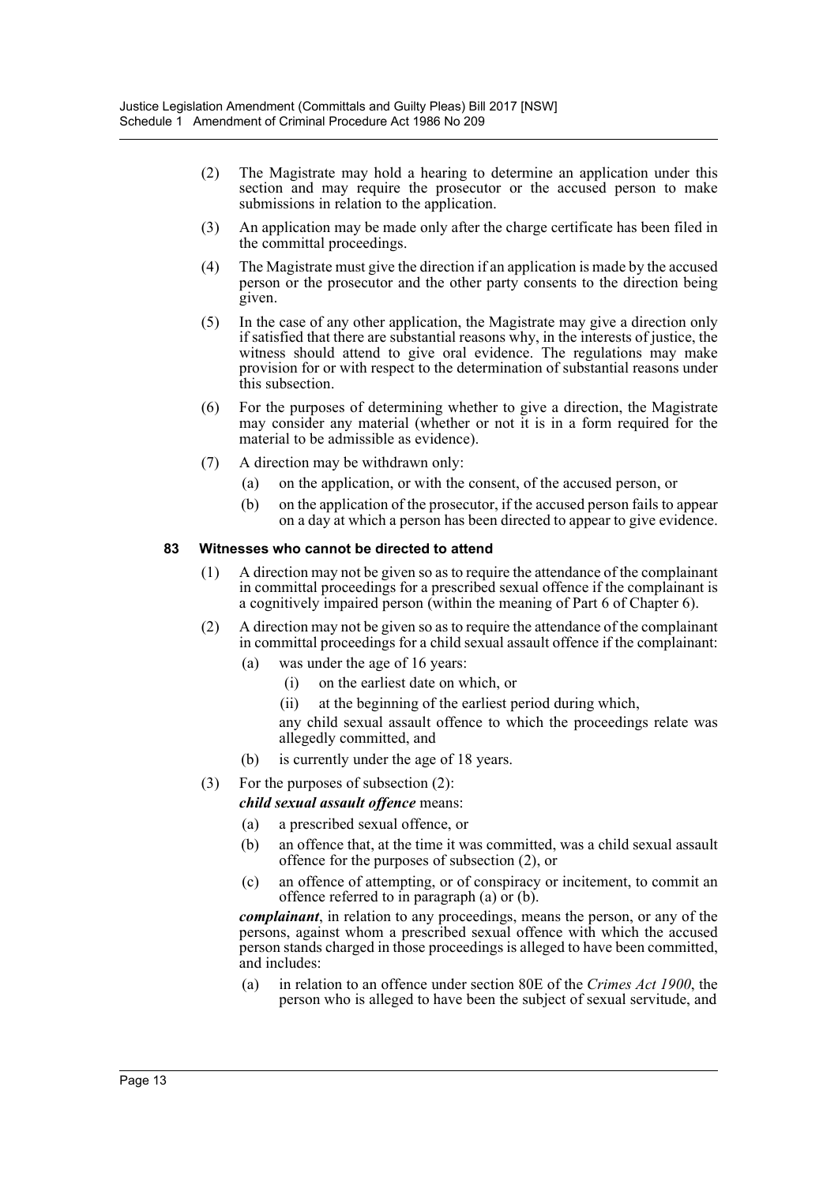(2) The Magistrate may hold a hearing to determine an application under this section and may require the prosecutor or the accused person to make submissions in relation to the application.

(3) An application may be made only after the charge certificate has been filed in the committal proceedings.

(4) The Magistrate must give the direction if an application is made by the accused person or the prosecutor and the other party consents to the direction being given.

(5) In the case of any other application, the Magistrate may give a direction only if satisfied that there are substantial reasons why, in the interests of justice, the witness should attend to give oral evidence. The regulations may make provision for or with respect to the determination of substantial reasons under this subsection.

(6) For the purposes of determining whether to give a direction, the Magistrate may consider any material (whether or not it is in a form required for the material to be admissible as evidence).

(7) A direction may be withdrawn only:

- (a) on the application, or with the consent, of the accused person, or
- (b) on the application of the prosecutor, if the accused person fails to appear on a day at which a person has been directed to appear to give evidence.

#### 83 Witnesses who cannot be directed to attend

(1) A direction may not be given so as to require the attendance of the complainant in committal proceedings for a prescribed sexual offence if the complainant is a cognitively impaired person (within the meaning of Part 6 of Chapter 6).

(2) A direction may not be given so as to require the attendance of the complainant in committal proceedings for a child sexual assault offence if the complainant:

- (a) was under the age of 16 years:
  - (i) on the earliest date on which, or
  - (ii) at the beginning of the earliest period during which,

  any child sexual assault offence to which the proceedings relate was allegedly committed, and
- (b) is currently under the age of 18 years.

(3) For the purposes of subsection (2):

***child sexual assault offence*** means:

- (a) a prescribed sexual offence, or
- (b) an offence that, at the time it was committed, was a child sexual assault offence for the purposes of subsection (2), or
- (c) an offence of attempting, or of conspiracy or incitement, to commit an offence referred to in paragraph (a) or (b).

***complainant***, in relation to any proceedings, means the person, or any of the persons, against whom a prescribed sexual offence with which the accused person stands charged in those proceedings is alleged to have been committed, and includes:

- (a) in relation to an offence under section 80E of the *Crimes Act 1900*, the person who is alleged to have been the subject of sexual servitude, and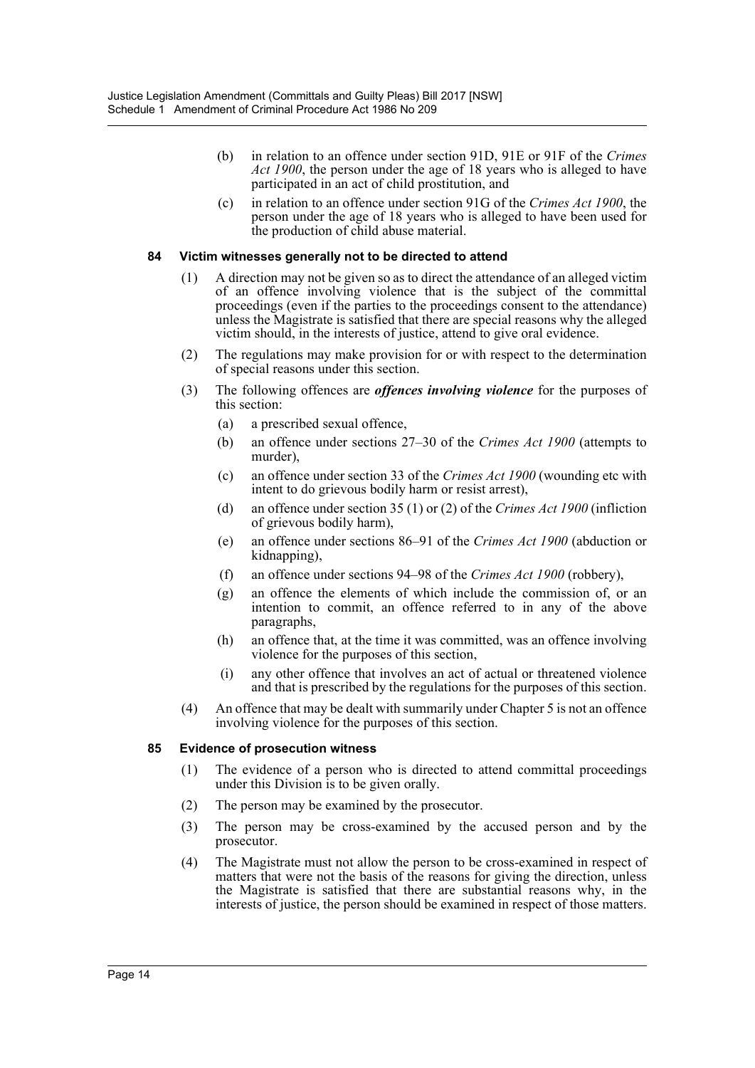(b) in relation to an offence under section 91D, 91E or 91F of the *Crimes Act 1900*, the person under the age of 18 years who is alleged to have participated in an act of child prostitution, and

(c) in relation to an offence under section 91G of the *Crimes Act 1900*, the person under the age of 18 years who is alleged to have been used for the production of child abuse material.

#### 84 Victim witnesses generally not to be directed to attend

(1) A direction may not be given so as to direct the attendance of an alleged victim of an offence involving violence that is the subject of the committal proceedings (even if the parties to the proceedings consent to the attendance) unless the Magistrate is satisfied that there are special reasons why the alleged victim should, in the interests of justice, attend to give oral evidence.

(2) The regulations may make provision for or with respect to the determination of special reasons under this section.

(3) The following offences are ***offences involving violence*** for the purposes of this section:

(a) a prescribed sexual offence,

(b) an offence under sections 27–30 of the *Crimes Act 1900* (attempts to murder),

(c) an offence under section 33 of the *Crimes Act 1900* (wounding etc with intent to do grievous bodily harm or resist arrest),

(d) an offence under section 35 (1) or (2) of the *Crimes Act 1900* (infliction of grievous bodily harm),

(e) an offence under sections 86–91 of the *Crimes Act 1900* (abduction or kidnapping),

(f) an offence under sections 94–98 of the *Crimes Act 1900* (robbery),

(g) an offence the elements of which include the commission of, or an intention to commit, an offence referred to in any of the above paragraphs,

(h) an offence that, at the time it was committed, was an offence involving violence for the purposes of this section,

(i) any other offence that involves an act of actual or threatened violence and that is prescribed by the regulations for the purposes of this section.

(4) An offence that may be dealt with summarily under Chapter 5 is not an offence involving violence for the purposes of this section.

#### 85 Evidence of prosecution witness

(1) The evidence of a person who is directed to attend committal proceedings under this Division is to be given orally.

(2) The person may be examined by the prosecutor.

(3) The person may be cross-examined by the accused person and by the prosecutor.

(4) The Magistrate must not allow the person to be cross-examined in respect of matters that were not the basis of the reasons for giving the direction, unless the Magistrate is satisfied that there are substantial reasons why, in the interests of justice, the person should be examined in respect of those matters.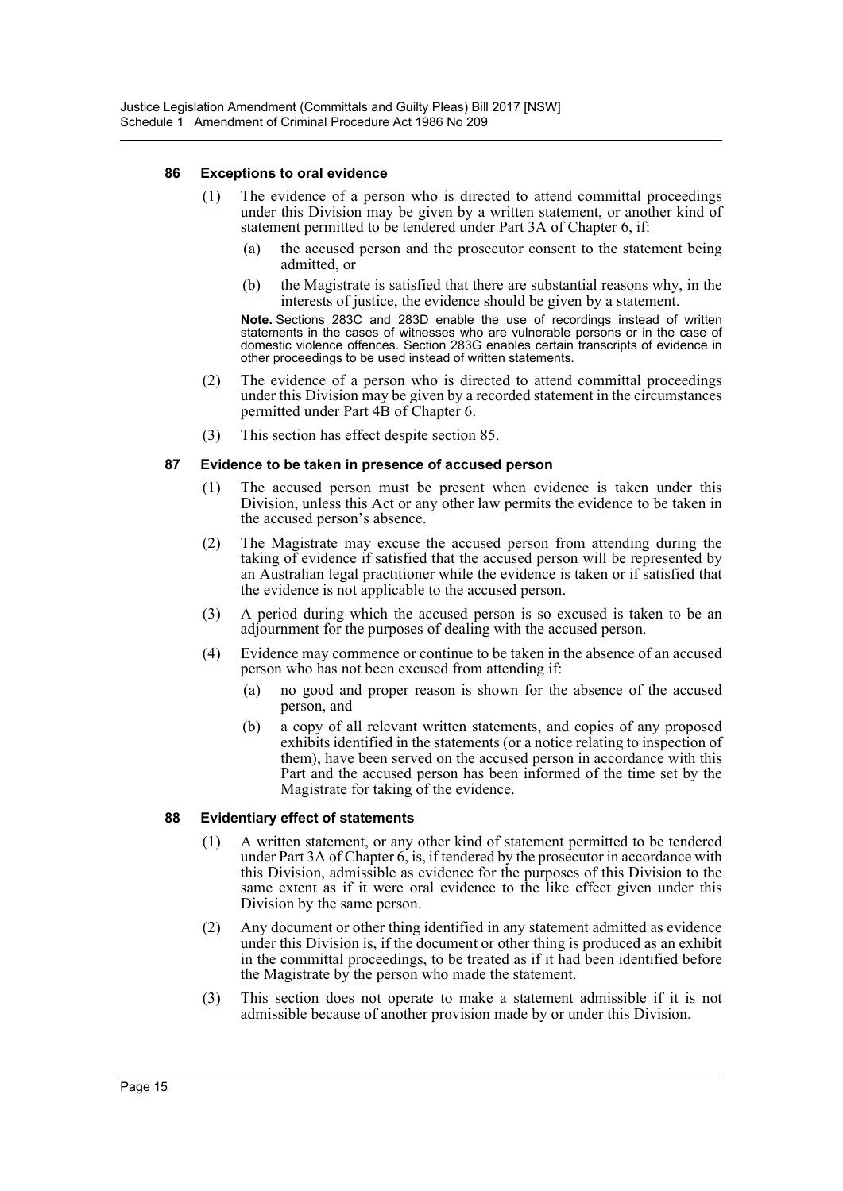#### 86 Exceptions to oral evidence

(1) The evidence of a person who is directed to attend committal proceedings under this Division may be given by a written statement, or another kind of statement permitted to be tendered under Part 3A of Chapter 6, if:

(a) the accused person and the prosecutor consent to the statement being admitted, or

(b) the Magistrate is satisfied that there are substantial reasons why, in the interests of justice, the evidence should be given by a statement.

**Note.** Sections 283C and 283D enable the use of recordings instead of written statements in the cases of witnesses who are vulnerable persons or in the case of domestic violence offences. Section 283G enables certain transcripts of evidence in other proceedings to be used instead of written statements.

(2) The evidence of a person who is directed to attend committal proceedings under this Division may be given by a recorded statement in the circumstances permitted under Part 4B of Chapter 6.

(3) This section has effect despite section 85.

#### 87 Evidence to be taken in presence of accused person

(1) The accused person must be present when evidence is taken under this Division, unless this Act or any other law permits the evidence to be taken in the accused person's absence.

(2) The Magistrate may excuse the accused person from attending during the taking of evidence if satisfied that the accused person will be represented by an Australian legal practitioner while the evidence is taken or if satisfied that the evidence is not applicable to the accused person.

(3) A period during which the accused person is so excused is taken to be an adjournment for the purposes of dealing with the accused person.

(4) Evidence may commence or continue to be taken in the absence of an accused person who has not been excused from attending if:

(a) no good and proper reason is shown for the absence of the accused person, and

(b) a copy of all relevant written statements, and copies of any proposed exhibits identified in the statements (or a notice relating to inspection of them), have been served on the accused person in accordance with this Part and the accused person has been informed of the time set by the Magistrate for taking of the evidence.

#### 88 Evidentiary effect of statements

(1) A written statement, or any other kind of statement permitted to be tendered under Part 3A of Chapter 6, is, if tendered by the prosecutor in accordance with this Division, admissible as evidence for the purposes of this Division to the same extent as if it were oral evidence to the like effect given under this Division by the same person.

(2) Any document or other thing identified in any statement admitted as evidence under this Division is, if the document or other thing is produced as an exhibit in the committal proceedings, to be treated as if it had been identified before the Magistrate by the person who made the statement.

(3) This section does not operate to make a statement admissible if it is not admissible because of another provision made by or under this Division.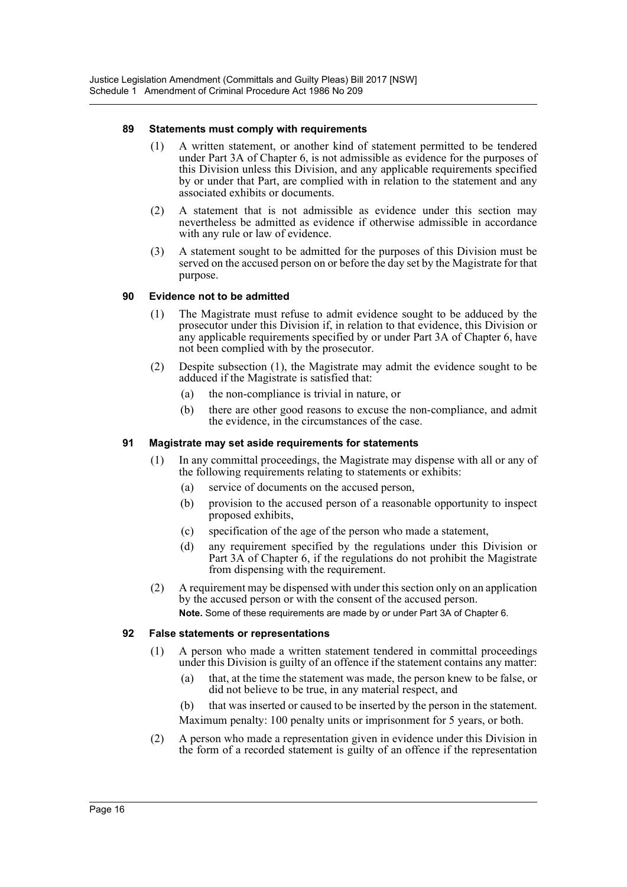### 89 Statements must comply with requirements

(1) A written statement, or another kind of statement permitted to be tendered under Part 3A of Chapter 6, is not admissible as evidence for the purposes of this Division unless this Division, and any applicable requirements specified by or under that Part, are complied with in relation to the statement and any associated exhibits or documents.

(2) A statement that is not admissible as evidence under this section may nevertheless be admitted as evidence if otherwise admissible in accordance with any rule or law of evidence.

(3) A statement sought to be admitted for the purposes of this Division must be served on the accused person on or before the day set by the Magistrate for that purpose.

### 90 Evidence not to be admitted

(1) The Magistrate must refuse to admit evidence sought to be adduced by the prosecutor under this Division if, in relation to that evidence, this Division or any applicable requirements specified by or under Part 3A of Chapter 6, have not been complied with by the prosecutor.

(2) Despite subsection (1), the Magistrate may admit the evidence sought to be adduced if the Magistrate is satisfied that:

(a) the non-compliance is trivial in nature, or

(b) there are other good reasons to excuse the non-compliance, and admit the evidence, in the circumstances of the case.

### 91 Magistrate may set aside requirements for statements

(1) In any committal proceedings, the Magistrate may dispense with all or any of the following requirements relating to statements or exhibits:

(a) service of documents on the accused person,

(b) provision to the accused person of a reasonable opportunity to inspect proposed exhibits,

(c) specification of the age of the person who made a statement,

(d) any requirement specified by the regulations under this Division or Part 3A of Chapter 6, if the regulations do not prohibit the Magistrate from dispensing with the requirement.

(2) A requirement may be dispensed with under this section only on an application by the accused person or with the consent of the accused person.

**Note.** Some of these requirements are made by or under Part 3A of Chapter 6.

### 92 False statements or representations

(1) A person who made a written statement tendered in committal proceedings under this Division is guilty of an offence if the statement contains any matter:

(a) that, at the time the statement was made, the person knew to be false, or did not believe to be true, in any material respect, and

(b) that was inserted or caused to be inserted by the person in the statement.

Maximum penalty: 100 penalty units or imprisonment for 5 years, or both.

(2) A person who made a representation given in evidence under this Division in the form of a recorded statement is guilty of an offence if the representation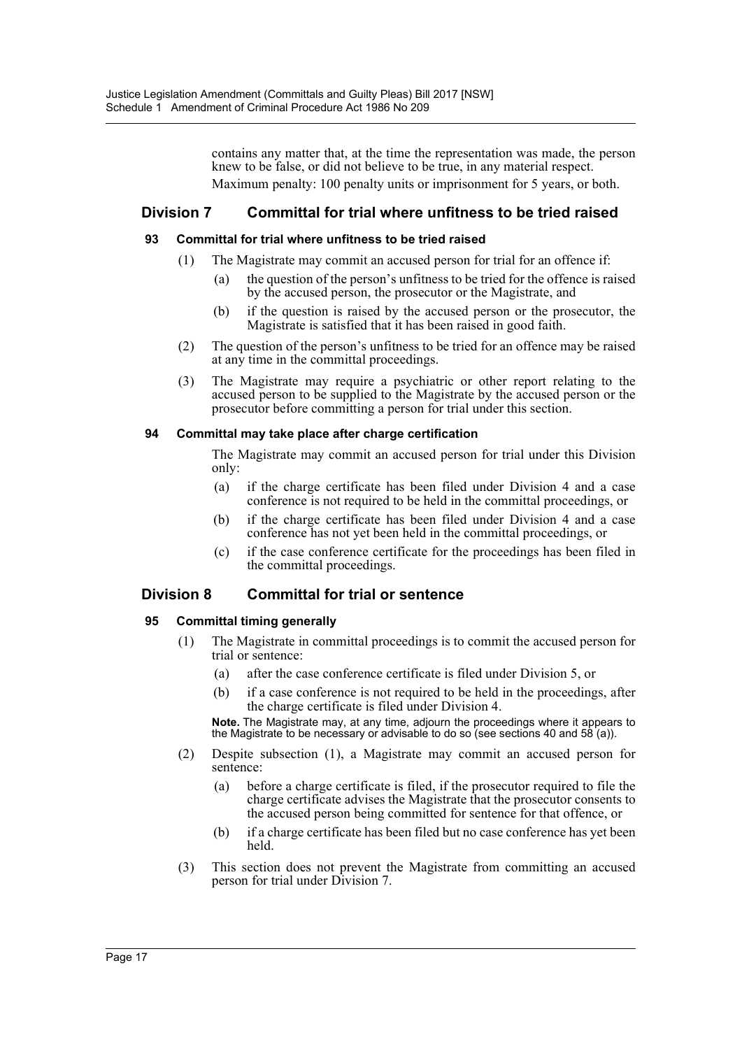contains any matter that, at the time the representation was made, the person knew to be false, or did not believe to be true, in any material respect.

Maximum penalty: 100 penalty units or imprisonment for 5 years, or both.

## Division 7 Committal for trial where unfitness to be tried raised

### 93 Committal for trial where unfitness to be tried raised

(1) The Magistrate may commit an accused person for trial for an offence if:

(a) the question of the person's unfitness to be tried for the offence is raised by the accused person, the prosecutor or the Magistrate, and

(b) if the question is raised by the accused person or the prosecutor, the Magistrate is satisfied that it has been raised in good faith.

(2) The question of the person's unfitness to be tried for an offence may be raised at any time in the committal proceedings.

(3) The Magistrate may require a psychiatric or other report relating to the accused person to be supplied to the Magistrate by the accused person or the prosecutor before committing a person for trial under this section.

### 94 Committal may take place after charge certification

The Magistrate may commit an accused person for trial under this Division only:

(a) if the charge certificate has been filed under Division 4 and a case conference is not required to be held in the committal proceedings, or

(b) if the charge certificate has been filed under Division 4 and a case conference has not yet been held in the committal proceedings, or

(c) if the case conference certificate for the proceedings has been filed in the committal proceedings.

## Division 8 Committal for trial or sentence

### 95 Committal timing generally

(1) The Magistrate in committal proceedings is to commit the accused person for trial or sentence:

(a) after the case conference certificate is filed under Division 5, or

(b) if a case conference is not required to be held in the proceedings, after the charge certificate is filed under Division 4.

**Note.** The Magistrate may, at any time, adjourn the proceedings where it appears to the Magistrate to be necessary or advisable to do so (see sections 40 and 58 (a)).

(2) Despite subsection (1), a Magistrate may commit an accused person for sentence:

(a) before a charge certificate is filed, if the prosecutor required to file the charge certificate advises the Magistrate that the prosecutor consents to the accused person being committed for sentence for that offence, or

(b) if a charge certificate has been filed but no case conference has yet been held.

(3) This section does not prevent the Magistrate from committing an accused person for trial under Division 7.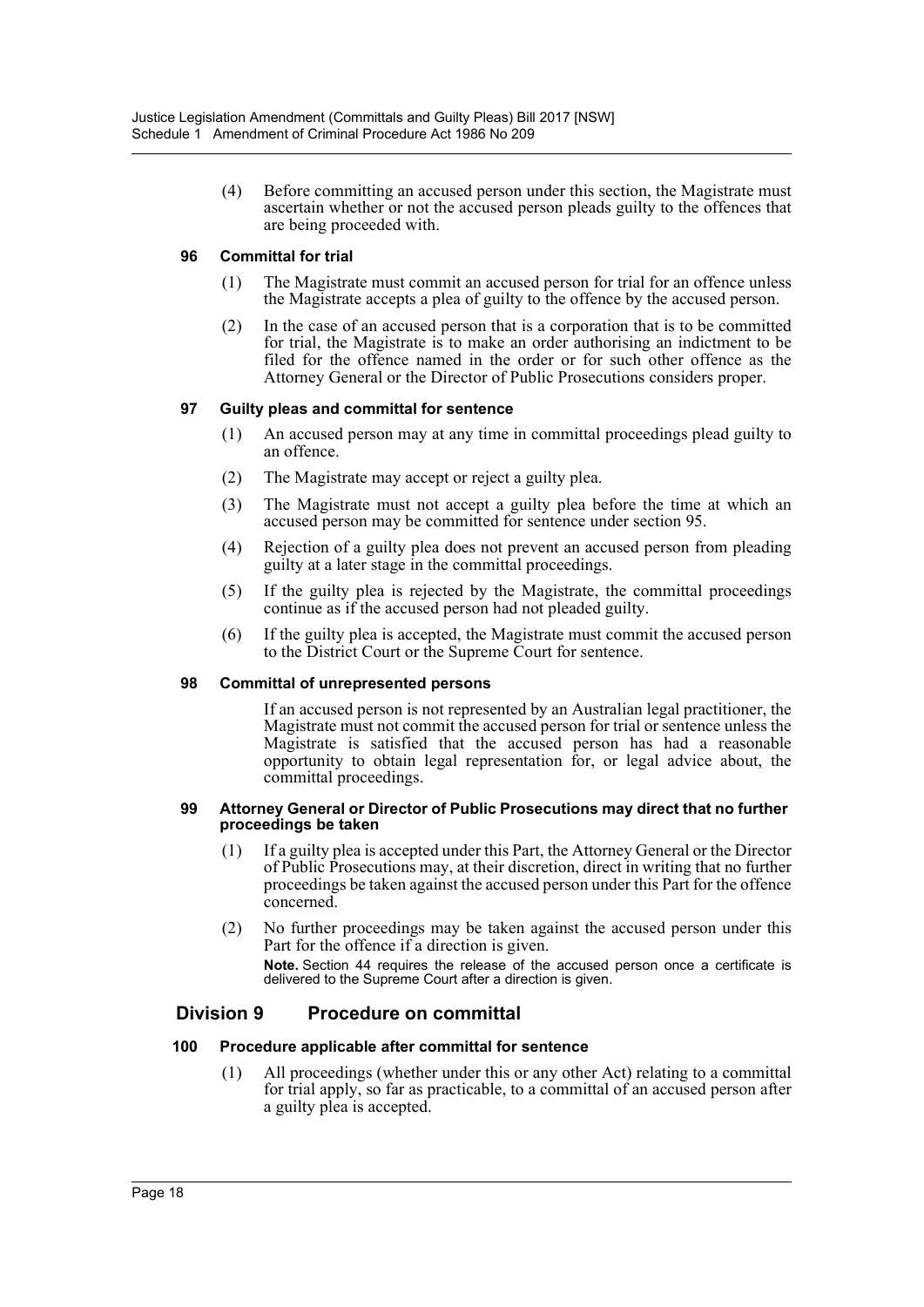(4) Before committing an accused person under this section, the Magistrate must ascertain whether or not the accused person pleads guilty to the offences that are being proceeded with.

### 96 Committal for trial

(1) The Magistrate must commit an accused person for trial for an offence unless the Magistrate accepts a plea of guilty to the offence by the accused person.

(2) In the case of an accused person that is a corporation that is to be committed for trial, the Magistrate is to make an order authorising an indictment to be filed for the offence named in the order or for such other offence as the Attorney General or the Director of Public Prosecutions considers proper.

### 97 Guilty pleas and committal for sentence

(1) An accused person may at any time in committal proceedings plead guilty to an offence.

(2) The Magistrate may accept or reject a guilty plea.

(3) The Magistrate must not accept a guilty plea before the time at which an accused person may be committed for sentence under section 95.

(4) Rejection of a guilty plea does not prevent an accused person from pleading guilty at a later stage in the committal proceedings.

(5) If the guilty plea is rejected by the Magistrate, the committal proceedings continue as if the accused person had not pleaded guilty.

(6) If the guilty plea is accepted, the Magistrate must commit the accused person to the District Court or the Supreme Court for sentence.

### 98 Committal of unrepresented persons

If an accused person is not represented by an Australian legal practitioner, the Magistrate must not commit the accused person for trial or sentence unless the Magistrate is satisfied that the accused person has had a reasonable opportunity to obtain legal representation for, or legal advice about, the committal proceedings.

### 99 Attorney General or Director of Public Prosecutions may direct that no further proceedings be taken

(1) If a guilty plea is accepted under this Part, the Attorney General or the Director of Public Prosecutions may, at their discretion, direct in writing that no further proceedings be taken against the accused person under this Part for the offence concerned.

(2) No further proceedings may be taken against the accused person under this Part for the offence if a direction is given.

**Note.** Section 44 requires the release of the accused person once a certificate is delivered to the Supreme Court after a direction is given.

## Division 9 Procedure on committal

### 100 Procedure applicable after committal for sentence

(1) All proceedings (whether under this or any other Act) relating to a committal for trial apply, so far as practicable, to a committal of an accused person after a guilty plea is accepted.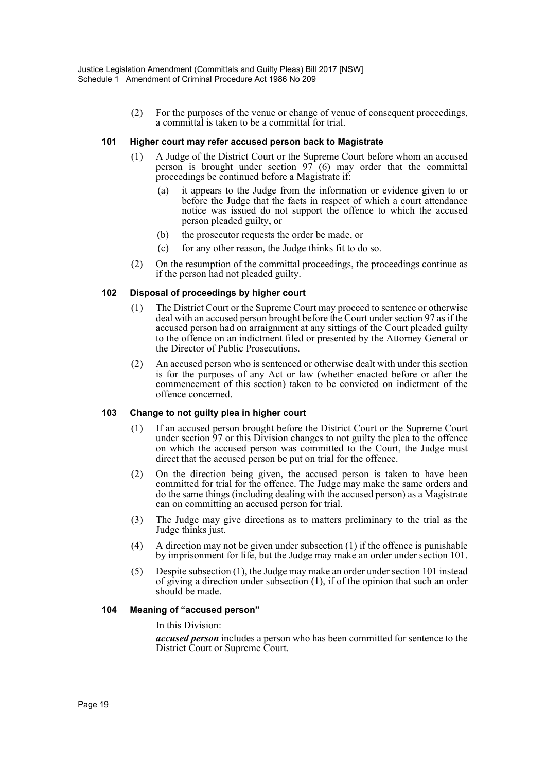(2) For the purposes of the venue or change of venue of consequent proceedings, a committal is taken to be a committal for trial.

### 101 Higher court may refer accused person back to Magistrate

(1) A Judge of the District Court or the Supreme Court before whom an accused person is brought under section 97 (6) may order that the committal proceedings be continued before a Magistrate if:

(a) it appears to the Judge from the information or evidence given to or before the Judge that the facts in respect of which a court attendance notice was issued do not support the offence to which the accused person pleaded guilty, or

(b) the prosecutor requests the order be made, or

(c) for any other reason, the Judge thinks fit to do so.

(2) On the resumption of the committal proceedings, the proceedings continue as if the person had not pleaded guilty.

### 102 Disposal of proceedings by higher court

(1) The District Court or the Supreme Court may proceed to sentence or otherwise deal with an accused person brought before the Court under section 97 as if the accused person had on arraignment at any sittings of the Court pleaded guilty to the offence on an indictment filed or presented by the Attorney General or the Director of Public Prosecutions.

(2) An accused person who is sentenced or otherwise dealt with under this section is for the purposes of any Act or law (whether enacted before or after the commencement of this section) taken to be convicted on indictment of the offence concerned.

### 103 Change to not guilty plea in higher court

(1) If an accused person brought before the District Court or the Supreme Court under section 97 or this Division changes to not guilty the plea to the offence on which the accused person was committed to the Court, the Judge must direct that the accused person be put on trial for the offence.

(2) On the direction being given, the accused person is taken to have been committed for trial for the offence. The Judge may make the same orders and do the same things (including dealing with the accused person) as a Magistrate can on committing an accused person for trial.

(3) The Judge may give directions as to matters preliminary to the trial as the Judge thinks just.

(4) A direction may not be given under subsection (1) if the offence is punishable by imprisonment for life, but the Judge may make an order under section 101.

(5) Despite subsection (1), the Judge may make an order under section 101 instead of giving a direction under subsection (1), if of the opinion that such an order should be made.

### 104 Meaning of "accused person"

In this Division:

***accused person*** includes a person who has been committed for sentence to the District Court or Supreme Court.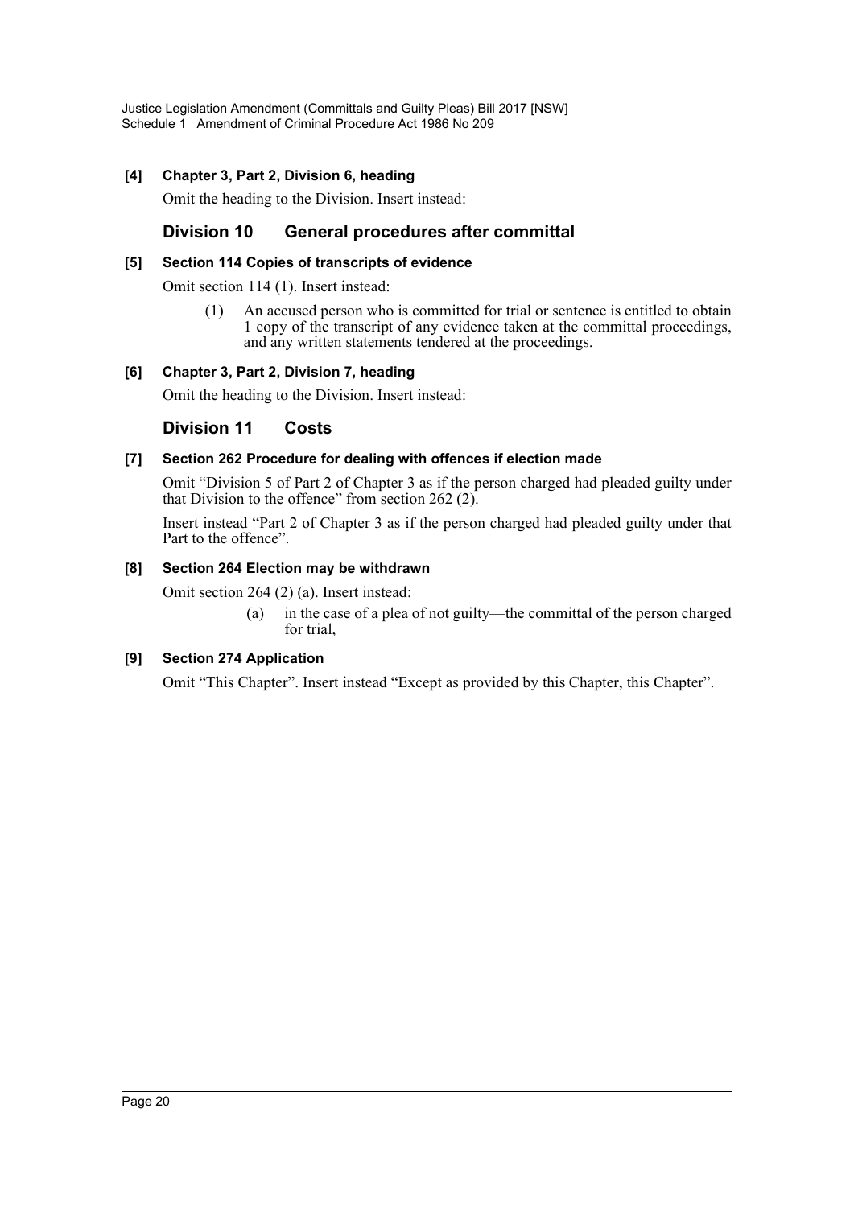**[4] Chapter 3, Part 2, Division 6, heading**

Omit the heading to the Division. Insert instead:

## Division 10 General procedures after committal

**[5] Section 114 Copies of transcripts of evidence**

Omit section 114 (1). Insert instead:

(1) An accused person who is committed for trial or sentence is entitled to obtain 1 copy of the transcript of any evidence taken at the committal proceedings, and any written statements tendered at the proceedings.

**[6] Chapter 3, Part 2, Division 7, heading**

Omit the heading to the Division. Insert instead:

## Division 11 Costs

**[7] Section 262 Procedure for dealing with offences if election made**

Omit "Division 5 of Part 2 of Chapter 3 as if the person charged had pleaded guilty under that Division to the offence" from section 262 (2).

Insert instead "Part 2 of Chapter 3 as if the person charged had pleaded guilty under that Part to the offence".

**[8] Section 264 Election may be withdrawn**

Omit section 264 (2) (a). Insert instead:

(a) in the case of a plea of not guilty—the committal of the person charged for trial,

**[9] Section 274 Application**

Omit "This Chapter". Insert instead "Except as provided by this Chapter, this Chapter".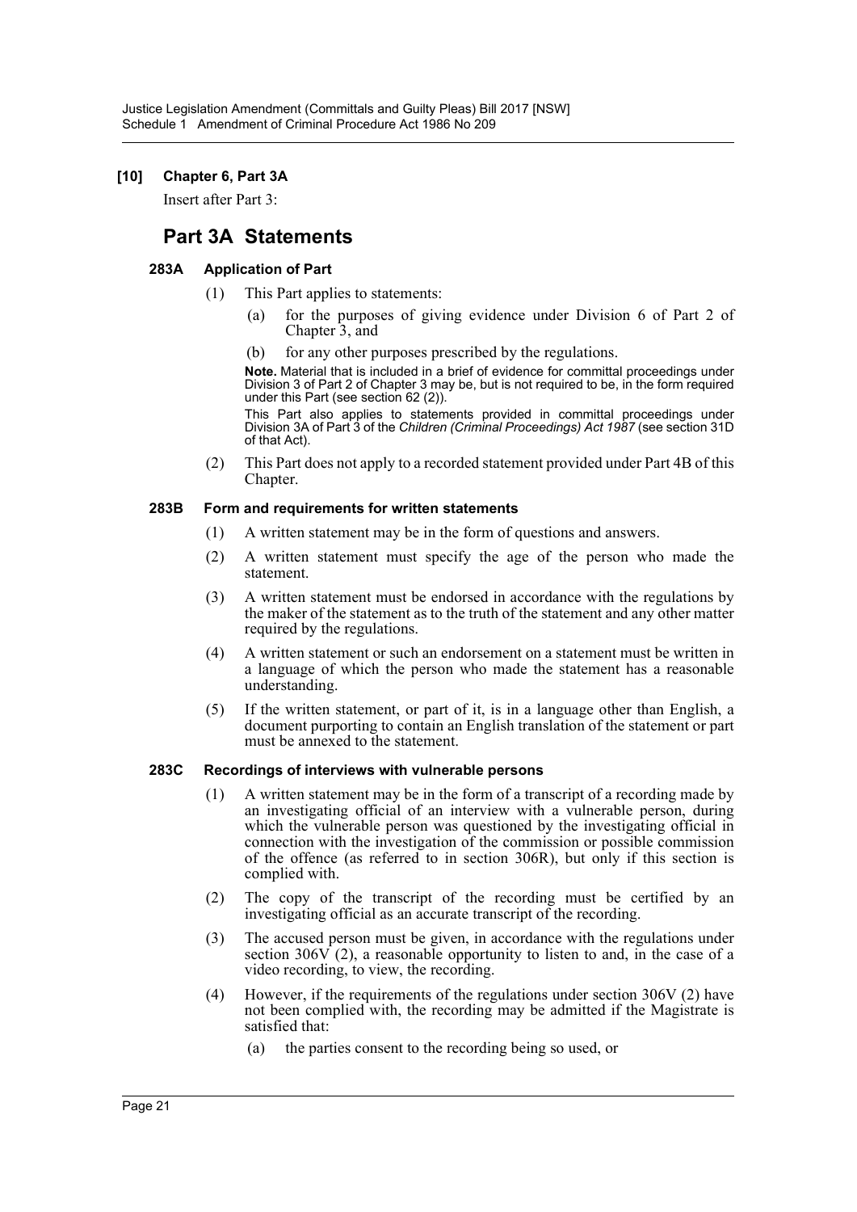**[10] Chapter 6, Part 3A**

Insert after Part 3:

# Part 3A Statements

### 283A Application of Part

(1) This Part applies to statements:

(a) for the purposes of giving evidence under Division 6 of Part 2 of Chapter 3, and

(b) for any other purposes prescribed by the regulations.

**Note.** Material that is included in a brief of evidence for committal proceedings under Division 3 of Part 2 of Chapter 3 may be, but is not required to be, in the form required under this Part (see section 62 (2)).

This Part also applies to statements provided in committal proceedings under Division 3A of Part 3 of the *Children (Criminal Proceedings) Act 1987* (see section 31D of that Act).

(2) This Part does not apply to a recorded statement provided under Part 4B of this Chapter.

### 283B Form and requirements for written statements

(1) A written statement may be in the form of questions and answers.

(2) A written statement must specify the age of the person who made the statement.

(3) A written statement must be endorsed in accordance with the regulations by the maker of the statement as to the truth of the statement and any other matter required by the regulations.

(4) A written statement or such an endorsement on a statement must be written in a language of which the person who made the statement has a reasonable understanding.

(5) If the written statement, or part of it, is in a language other than English, a document purporting to contain an English translation of the statement or part must be annexed to the statement.

### 283C Recordings of interviews with vulnerable persons

(1) A written statement may be in the form of a transcript of a recording made by an investigating official of an interview with a vulnerable person, during which the vulnerable person was questioned by the investigating official in connection with the investigation of the commission or possible commission of the offence (as referred to in section 306R), but only if this section is complied with.

(2) The copy of the transcript of the recording must be certified by an investigating official as an accurate transcript of the recording.

(3) The accused person must be given, in accordance with the regulations under section 306V (2), a reasonable opportunity to listen to and, in the case of a video recording, to view, the recording.

(4) However, if the requirements of the regulations under section 306V (2) have not been complied with, the recording may be admitted if the Magistrate is satisfied that:

(a) the parties consent to the recording being so used, or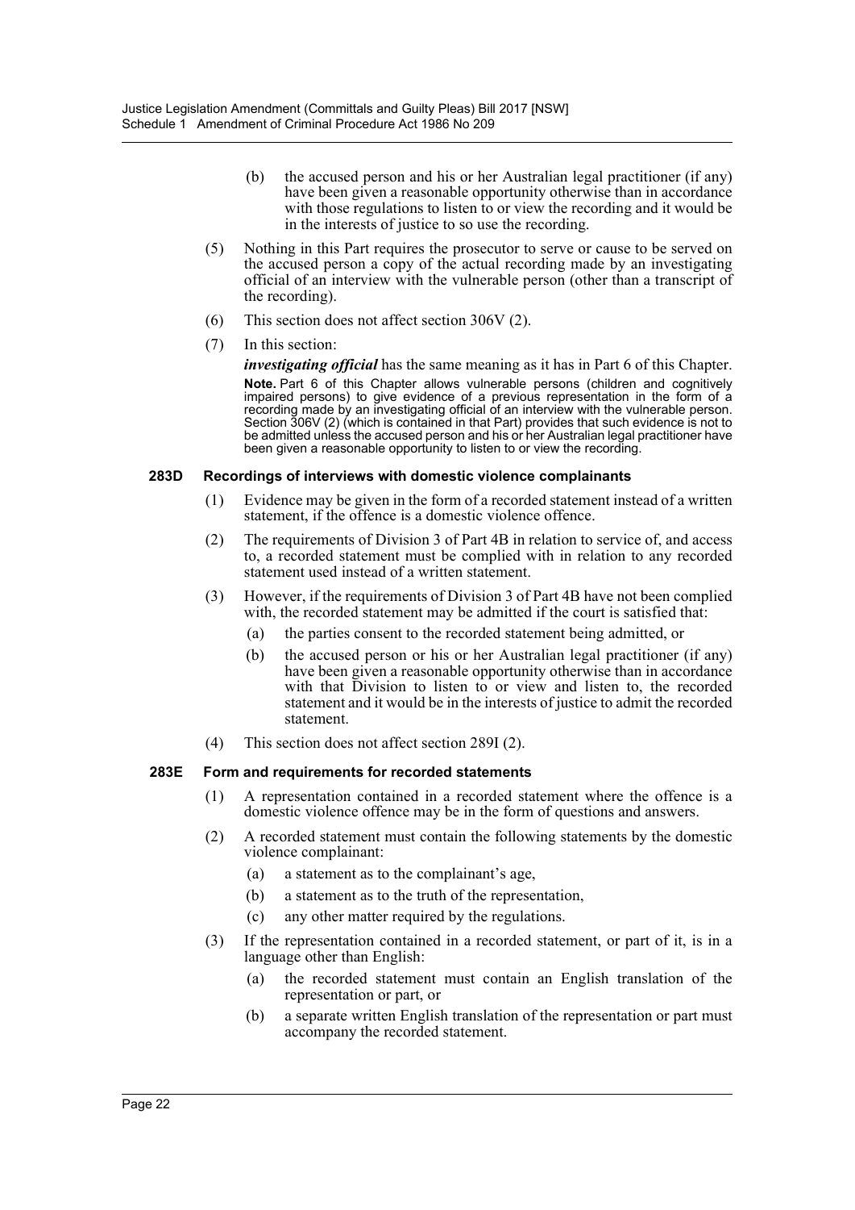(b) the accused person and his or her Australian legal practitioner (if any) have been given a reasonable opportunity otherwise than in accordance with those regulations to listen to or view the recording and it would be in the interests of justice to so use the recording.

(5) Nothing in this Part requires the prosecutor to serve or cause to be served on the accused person a copy of the actual recording made by an investigating official of an interview with the vulnerable person (other than a transcript of the recording).

(6) This section does not affect section 306V (2).

(7) In this section:

***investigating official*** has the same meaning as it has in Part 6 of this Chapter.

**Note.** Part 6 of this Chapter allows vulnerable persons (children and cognitively impaired persons) to give evidence of a previous representation in the form of a recording made by an investigating official of an interview with the vulnerable person. Section 306V (2) (which is contained in that Part) provides that such evidence is not to be admitted unless the accused person and his or her Australian legal practitioner have been given a reasonable opportunity to listen to or view the recording.

**283D Recordings of interviews with domestic violence complainants**

(1) Evidence may be given in the form of a recorded statement instead of a written statement, if the offence is a domestic violence offence.

(2) The requirements of Division 3 of Part 4B in relation to service of, and access to, a recorded statement must be complied with in relation to any recorded statement used instead of a written statement.

(3) However, if the requirements of Division 3 of Part 4B have not been complied with, the recorded statement may be admitted if the court is satisfied that:

(a) the parties consent to the recorded statement being admitted, or

(b) the accused person or his or her Australian legal practitioner (if any) have been given a reasonable opportunity otherwise than in accordance with that Division to listen to or view and listen to, the recorded statement and it would be in the interests of justice to admit the recorded statement.

(4) This section does not affect section 289I (2).

**283E Form and requirements for recorded statements**

(1) A representation contained in a recorded statement where the offence is a domestic violence offence may be in the form of questions and answers.

(2) A recorded statement must contain the following statements by the domestic violence complainant:

(a) a statement as to the complainant's age,

(b) a statement as to the truth of the representation,

(c) any other matter required by the regulations.

(3) If the representation contained in a recorded statement, or part of it, is in a language other than English:

(a) the recorded statement must contain an English translation of the representation or part, or

(b) a separate written English translation of the representation or part must accompany the recorded statement.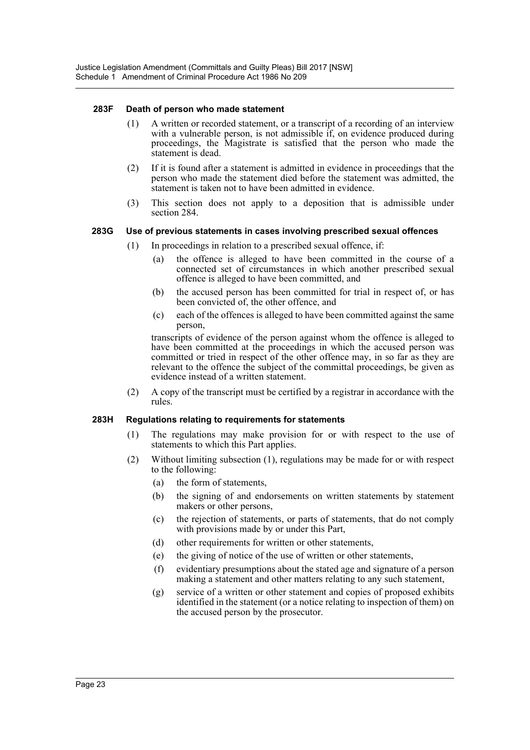#### 283F Death of person who made statement

(1) A written or recorded statement, or a transcript of a recording of an interview with a vulnerable person, is not admissible if, on evidence produced during proceedings, the Magistrate is satisfied that the person who made the statement is dead.

(2) If it is found after a statement is admitted in evidence in proceedings that the person who made the statement died before the statement was admitted, the statement is taken not to have been admitted in evidence.

(3) This section does not apply to a deposition that is admissible under section 284.

#### 283G Use of previous statements in cases involving prescribed sexual offences

(1) In proceedings in relation to a prescribed sexual offence, if:

- (a) the offence is alleged to have been committed in the course of a connected set of circumstances in which another prescribed sexual offence is alleged to have been committed, and
- (b) the accused person has been committed for trial in respect of, or has been convicted of, the other offence, and
- (c) each of the offences is alleged to have been committed against the same person,

transcripts of evidence of the person against whom the offence is alleged to have been committed at the proceedings in which the accused person was committed or tried in respect of the other offence may, in so far as they are relevant to the offence the subject of the committal proceedings, be given as evidence instead of a written statement.

(2) A copy of the transcript must be certified by a registrar in accordance with the rules.

#### 283H Regulations relating to requirements for statements

(1) The regulations may make provision for or with respect to the use of statements to which this Part applies.

(2) Without limiting subsection (1), regulations may be made for or with respect to the following:

- (a) the form of statements,
- (b) the signing of and endorsements on written statements by statement makers or other persons,
- (c) the rejection of statements, or parts of statements, that do not comply with provisions made by or under this Part,
- (d) other requirements for written or other statements,
- (e) the giving of notice of the use of written or other statements,
- (f) evidentiary presumptions about the stated age and signature of a person making a statement and other matters relating to any such statement,
- (g) service of a written or other statement and copies of proposed exhibits identified in the statement (or a notice relating to inspection of them) on the accused person by the prosecutor.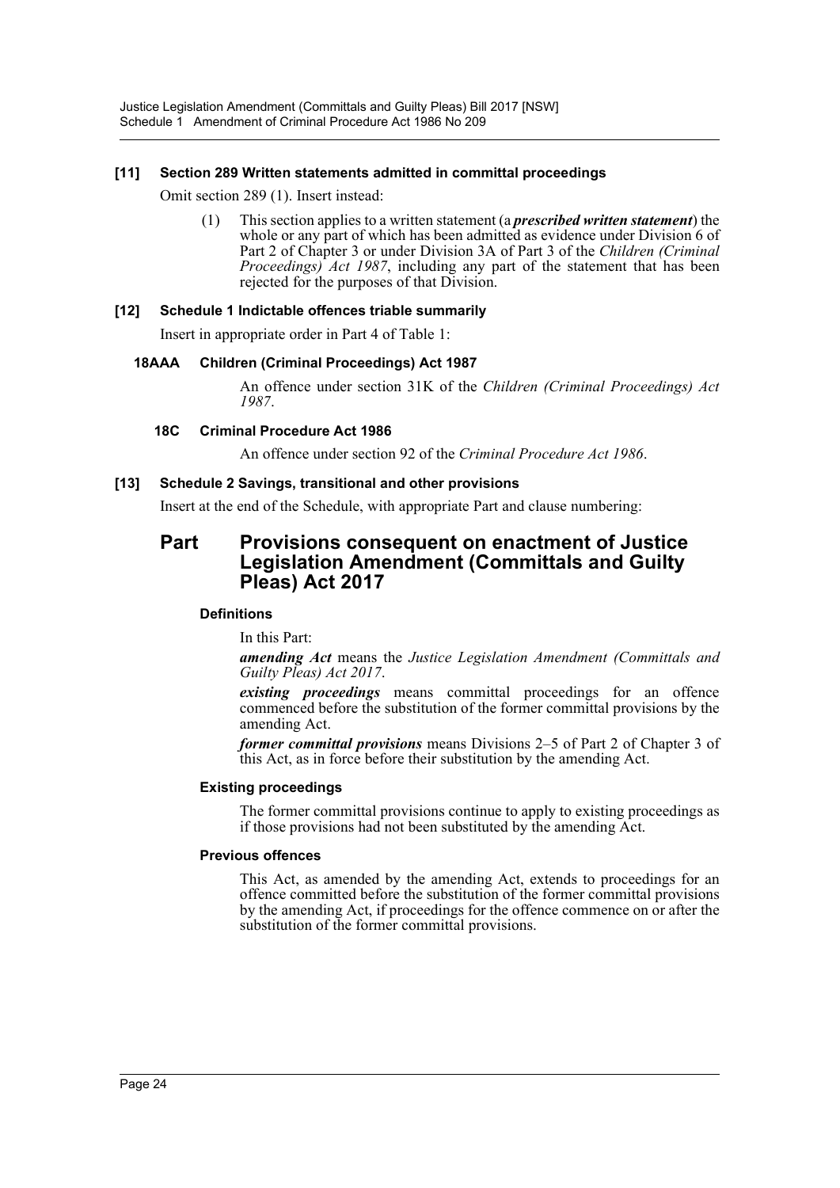#### [11] Section 289 Written statements admitted in committal proceedings

Omit section 289 (1). Insert instead:

(1) This section applies to a written statement (a ***prescribed written statement***) the whole or any part of which has been admitted as evidence under Division 6 of Part 2 of Chapter 3 or under Division 3A of Part 3 of the *Children (Criminal Proceedings) Act 1987*, including any part of the statement that has been rejected for the purposes of that Division.

#### [12] Schedule 1 Indictable offences triable summarily

Insert in appropriate order in Part 4 of Table 1:

**18AAA Children (Criminal Proceedings) Act 1987**

An offence under section 31K of the *Children (Criminal Proceedings) Act 1987*.

**18C Criminal Procedure Act 1986**

An offence under section 92 of the *Criminal Procedure Act 1986*.

#### [13] Schedule 2 Savings, transitional and other provisions

Insert at the end of the Schedule, with appropriate Part and clause numbering:

## Part Provisions consequent on enactment of Justice Legislation Amendment (Committals and Guilty Pleas) Act 2017

**Definitions**

In this Part:

***amending Act*** means the *Justice Legislation Amendment (Committals and Guilty Pleas) Act 2017*.

***existing proceedings*** means committal proceedings for an offence commenced before the substitution of the former committal provisions by the amending Act.

***former committal provisions*** means Divisions 2–5 of Part 2 of Chapter 3 of this Act, as in force before their substitution by the amending Act.

**Existing proceedings**

The former committal provisions continue to apply to existing proceedings as if those provisions had not been substituted by the amending Act.

**Previous offences**

This Act, as amended by the amending Act, extends to proceedings for an offence committed before the substitution of the former committal provisions by the amending Act, if proceedings for the offence commence on or after the substitution of the former committal provisions.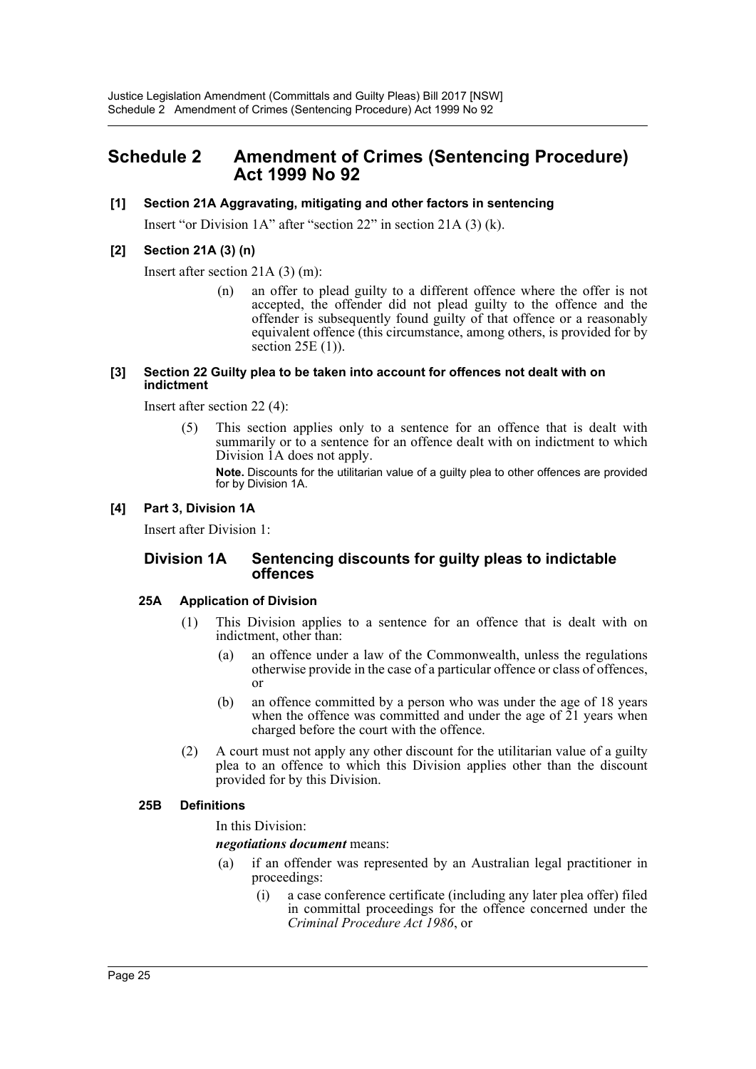# Schedule 2 Amendment of Crimes (Sentencing Procedure) Act 1999 No 92

**[1] Section 21A Aggravating, mitigating and other factors in sentencing**

Insert "or Division 1A" after "section 22" in section 21A (3) (k).

**[2] Section 21A (3) (n)**

Insert after section 21A (3) (m):

> (n) an offer to plead guilty to a different offence where the offer is not accepted, the offender did not plead guilty to the offence and the offender is subsequently found guilty of that offence or a reasonably equivalent offence (this circumstance, among others, is provided for by section 25E (1)).

**[3] Section 22 Guilty plea to be taken into account for offences not dealt with on indictment**

Insert after section 22 (4):

> (5) This section applies only to a sentence for an offence that is dealt with summarily or to a sentence for an offence dealt with on indictment to which Division 1A does not apply.
>
> **Note.** Discounts for the utilitarian value of a guilty plea to other offences are provided for by Division 1A.

**[4] Part 3, Division 1A**

Insert after Division 1:

## Division 1A Sentencing discounts for guilty pleas to indictable offences

### 25A Application of Division

(1) This Division applies to a sentence for an offence that is dealt with on indictment, other than:

- (a) an offence under a law of the Commonwealth, unless the regulations otherwise provide in the case of a particular offence or class of offences, or
- (b) an offence committed by a person who was under the age of 18 years when the offence was committed and under the age of 21 years when charged before the court with the offence.

(2) A court must not apply any other discount for the utilitarian value of a guilty plea to an offence to which this Division applies other than the discount provided for by this Division.

### 25B Definitions

In this Division:

***negotiations document*** means:

- (a) if an offender was represented by an Australian legal practitioner in proceedings:
  - (i) a case conference certificate (including any later plea offer) filed in committal proceedings for the offence concerned under the *Criminal Procedure Act 1986*, or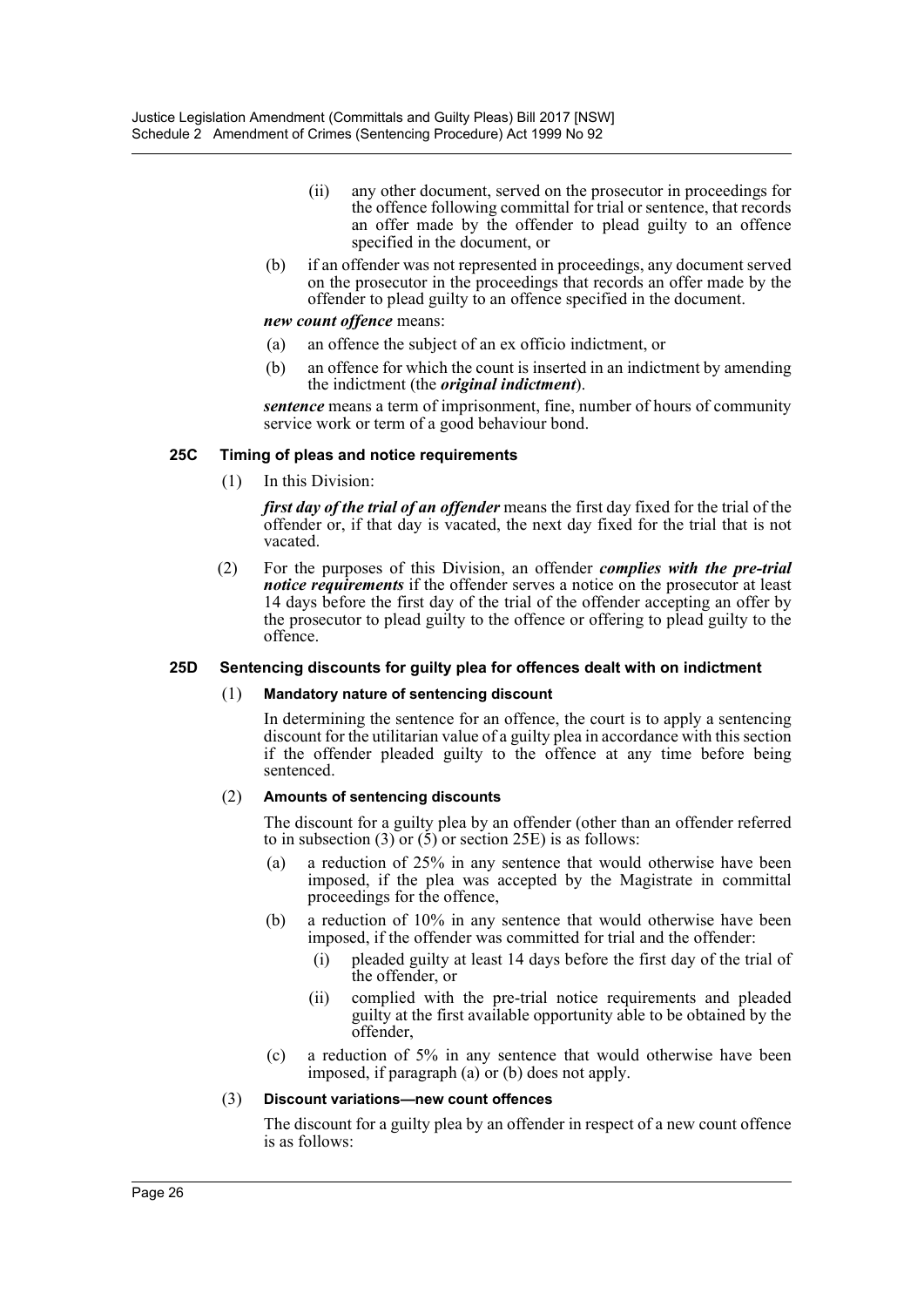(ii) any other document, served on the prosecutor in proceedings for the offence following committal for trial or sentence, that records an offer made by the offender to plead guilty to an offence specified in the document, or

(b) if an offender was not represented in proceedings, any document served on the prosecutor in the proceedings that records an offer made by the offender to plead guilty to an offence specified in the document.

***new count offence*** means:

(a) an offence the subject of an ex officio indictment, or

(b) an offence for which the count is inserted in an indictment by amending the indictment (the ***original indictment***).

***sentence*** means a term of imprisonment, fine, number of hours of community service work or term of a good behaviour bond.

#### 25C Timing of pleas and notice requirements

(1) In this Division:

***first day of the trial of an offender*** means the first day fixed for the trial of the offender or, if that day is vacated, the next day fixed for the trial that is not vacated.

(2) For the purposes of this Division, an offender ***complies with the pre-trial notice requirements*** if the offender serves a notice on the prosecutor at least 14 days before the first day of the trial of the offender accepting an offer by the prosecutor to plead guilty to the offence or offering to plead guilty to the offence.

#### 25D Sentencing discounts for guilty plea for offences dealt with on indictment

(1) **Mandatory nature of sentencing discount**

In determining the sentence for an offence, the court is to apply a sentencing discount for the utilitarian value of a guilty plea in accordance with this section if the offender pleaded guilty to the offence at any time before being sentenced.

(2) **Amounts of sentencing discounts**

The discount for a guilty plea by an offender (other than an offender referred to in subsection (3) or (5) or section 25E) is as follows:

(a) a reduction of 25% in any sentence that would otherwise have been imposed, if the plea was accepted by the Magistrate in committal proceedings for the offence,

(b) a reduction of 10% in any sentence that would otherwise have been imposed, if the offender was committed for trial and the offender:

(i) pleaded guilty at least 14 days before the first day of the trial of the offender, or

(ii) complied with the pre-trial notice requirements and pleaded guilty at the first available opportunity able to be obtained by the offender,

(c) a reduction of 5% in any sentence that would otherwise have been imposed, if paragraph (a) or (b) does not apply.

(3) **Discount variations—new count offences**

The discount for a guilty plea by an offender in respect of a new count offence is as follows: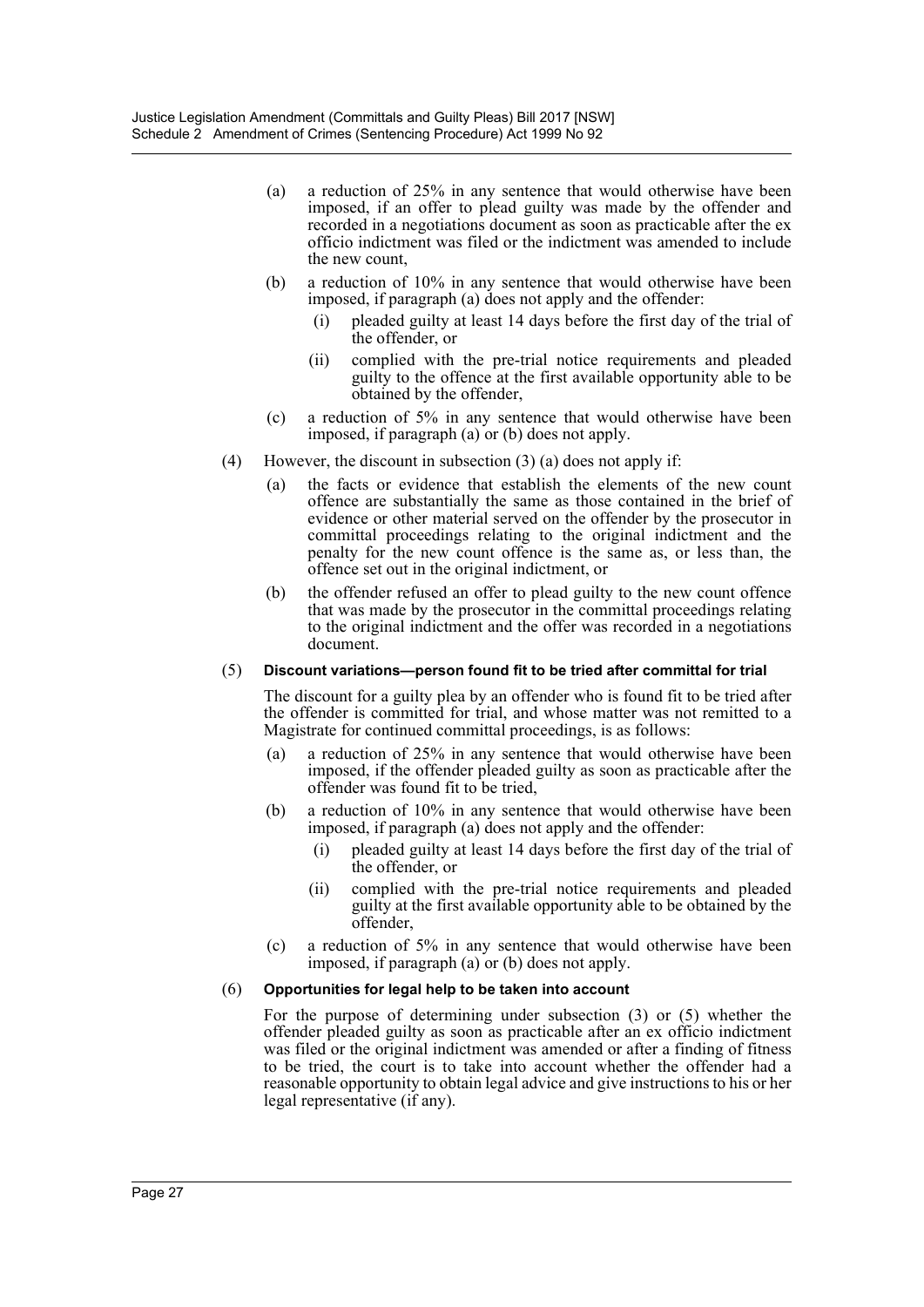(a) a reduction of 25% in any sentence that would otherwise have been imposed, if an offer to plead guilty was made by the offender and recorded in a negotiations document as soon as practicable after the ex officio indictment was filed or the indictment was amended to include the new count,

(b) a reduction of 10% in any sentence that would otherwise have been imposed, if paragraph (a) does not apply and the offender:

  (i) pleaded guilty at least 14 days before the first day of the trial of the offender, or

  (ii) complied with the pre-trial notice requirements and pleaded guilty to the offence at the first available opportunity able to be obtained by the offender,

(c) a reduction of 5% in any sentence that would otherwise have been imposed, if paragraph (a) or (b) does not apply.

(4) However, the discount in subsection (3) (a) does not apply if:

  (a) the facts or evidence that establish the elements of the new count offence are substantially the same as those contained in the brief of evidence or other material served on the offender by the prosecutor in committal proceedings relating to the original indictment and the penalty for the new count offence is the same as, or less than, the offence set out in the original indictment, or

  (b) the offender refused an offer to plead guilty to the new count offence that was made by the prosecutor in the committal proceedings relating to the original indictment and the offer was recorded in a negotiations document.

(5) **Discount variations—person found fit to be tried after committal for trial**

The discount for a guilty plea by an offender who is found fit to be tried after the offender is committed for trial, and whose matter was not remitted to a Magistrate for continued committal proceedings, is as follows:

  (a) a reduction of 25% in any sentence that would otherwise have been imposed, if the offender pleaded guilty as soon as practicable after the offender was found fit to be tried,

  (b) a reduction of 10% in any sentence that would otherwise have been imposed, if paragraph (a) does not apply and the offender:

    (i) pleaded guilty at least 14 days before the first day of the trial of the offender, or

    (ii) complied with the pre-trial notice requirements and pleaded guilty at the first available opportunity able to be obtained by the offender,

  (c) a reduction of 5% in any sentence that would otherwise have been imposed, if paragraph (a) or (b) does not apply.

(6) **Opportunities for legal help to be taken into account**

For the purpose of determining under subsection (3) or (5) whether the offender pleaded guilty as soon as practicable after an ex officio indictment was filed or the original indictment was amended or after a finding of fitness to be tried, the court is to take into account whether the offender had a reasonable opportunity to obtain legal advice and give instructions to his or her legal representative (if any).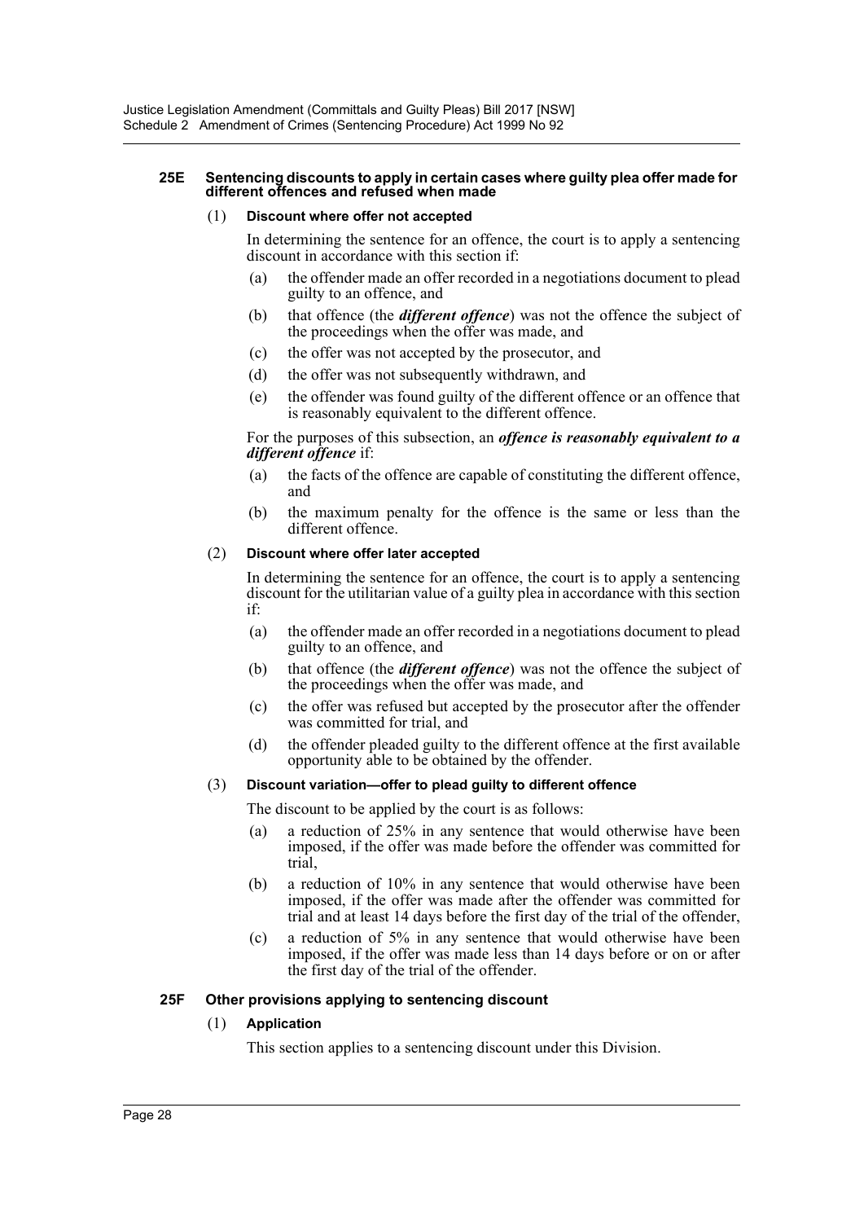#### 25E Sentencing discounts to apply in certain cases where guilty plea offer made for different offences and refused when made

(1) **Discount where offer not accepted**

In determining the sentence for an offence, the court is to apply a sentencing discount in accordance with this section if:

(a) the offender made an offer recorded in a negotiations document to plead guilty to an offence, and

(b) that offence (the ***different offence***) was not the offence the subject of the proceedings when the offer was made, and

(c) the offer was not accepted by the prosecutor, and

(d) the offer was not subsequently withdrawn, and

(e) the offender was found guilty of the different offence or an offence that is reasonably equivalent to the different offence.

For the purposes of this subsection, an ***offence is reasonably equivalent to a different offence*** if:

(a) the facts of the offence are capable of constituting the different offence, and

(b) the maximum penalty for the offence is the same or less than the different offence.

(2) **Discount where offer later accepted**

In determining the sentence for an offence, the court is to apply a sentencing discount for the utilitarian value of a guilty plea in accordance with this section if:

(a) the offender made an offer recorded in a negotiations document to plead guilty to an offence, and

(b) that offence (the ***different offence***) was not the offence the subject of the proceedings when the offer was made, and

(c) the offer was refused but accepted by the prosecutor after the offender was committed for trial, and

(d) the offender pleaded guilty to the different offence at the first available opportunity able to be obtained by the offender.

(3) **Discount variation—offer to plead guilty to different offence**

The discount to be applied by the court is as follows:

(a) a reduction of 25% in any sentence that would otherwise have been imposed, if the offer was made before the offender was committed for trial,

(b) a reduction of 10% in any sentence that would otherwise have been imposed, if the offer was made after the offender was committed for trial and at least 14 days before the first day of the trial of the offender,

(c) a reduction of 5% in any sentence that would otherwise have been imposed, if the offer was made less than 14 days before or on or after the first day of the trial of the offender.

#### 25F Other provisions applying to sentencing discount

(1) **Application**

This section applies to a sentencing discount under this Division.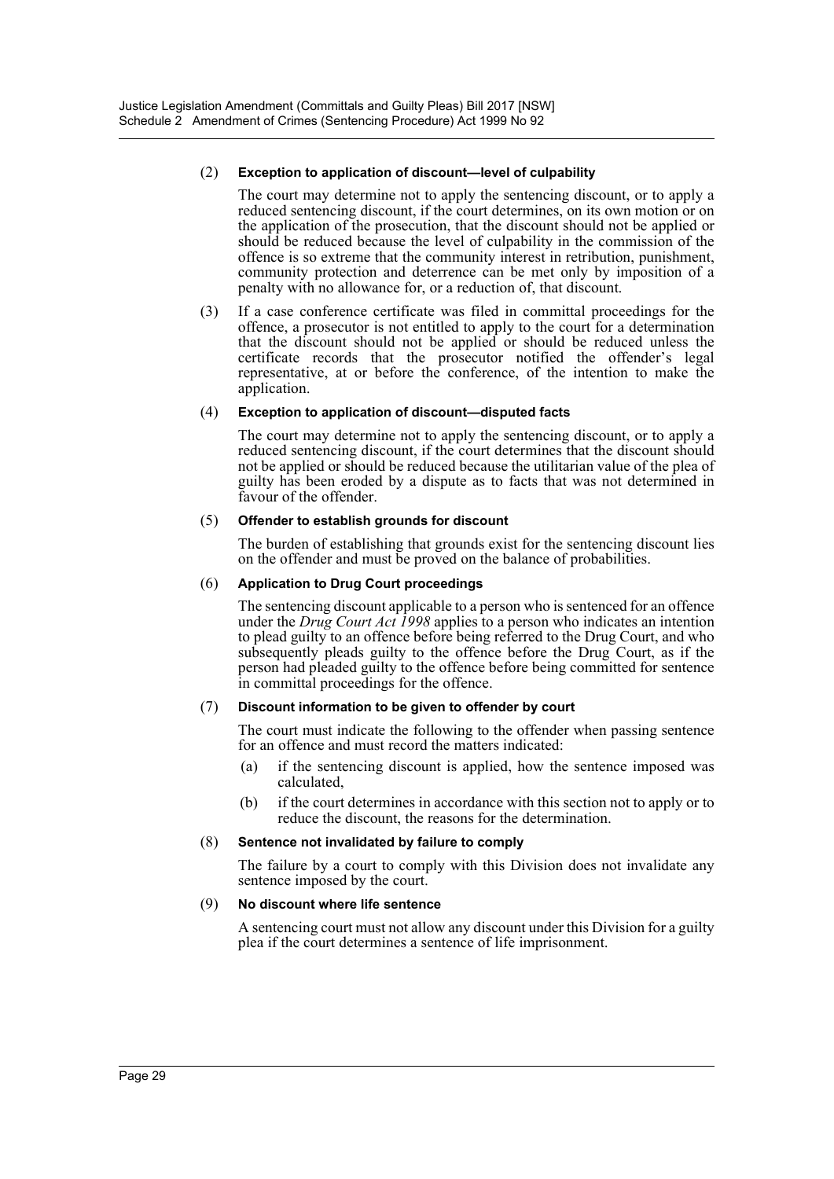(2) **Exception to application of discount—level of culpability**

The court may determine not to apply the sentencing discount, or to apply a reduced sentencing discount, if the court determines, on its own motion or on the application of the prosecution, that the discount should not be applied or should be reduced because the level of culpability in the commission of the offence is so extreme that the community interest in retribution, punishment, community protection and deterrence can be met only by imposition of a penalty with no allowance for, or a reduction of, that discount.

(3) If a case conference certificate was filed in committal proceedings for the offence, a prosecutor is not entitled to apply to the court for a determination that the discount should not be applied or should be reduced unless the certificate records that the prosecutor notified the offender's legal representative, at or before the conference, of the intention to make the application.

(4) **Exception to application of discount—disputed facts**

The court may determine not to apply the sentencing discount, or to apply a reduced sentencing discount, if the court determines that the discount should not be applied or should be reduced because the utilitarian value of the plea of guilty has been eroded by a dispute as to facts that was not determined in favour of the offender.

(5) **Offender to establish grounds for discount**

The burden of establishing that grounds exist for the sentencing discount lies on the offender and must be proved on the balance of probabilities.

(6) **Application to Drug Court proceedings**

The sentencing discount applicable to a person who is sentenced for an offence under the *Drug Court Act 1998* applies to a person who indicates an intention to plead guilty to an offence before being referred to the Drug Court, and who subsequently pleads guilty to the offence before the Drug Court, as if the person had pleaded guilty to the offence before being committed for sentence in committal proceedings for the offence.

(7) **Discount information to be given to offender by court**

The court must indicate the following to the offender when passing sentence for an offence and must record the matters indicated:

- (a) if the sentencing discount is applied, how the sentence imposed was calculated,
- (b) if the court determines in accordance with this section not to apply or to reduce the discount, the reasons for the determination.

(8) **Sentence not invalidated by failure to comply**

The failure by a court to comply with this Division does not invalidate any sentence imposed by the court.

(9) **No discount where life sentence**

A sentencing court must not allow any discount under this Division for a guilty plea if the court determines a sentence of life imprisonment.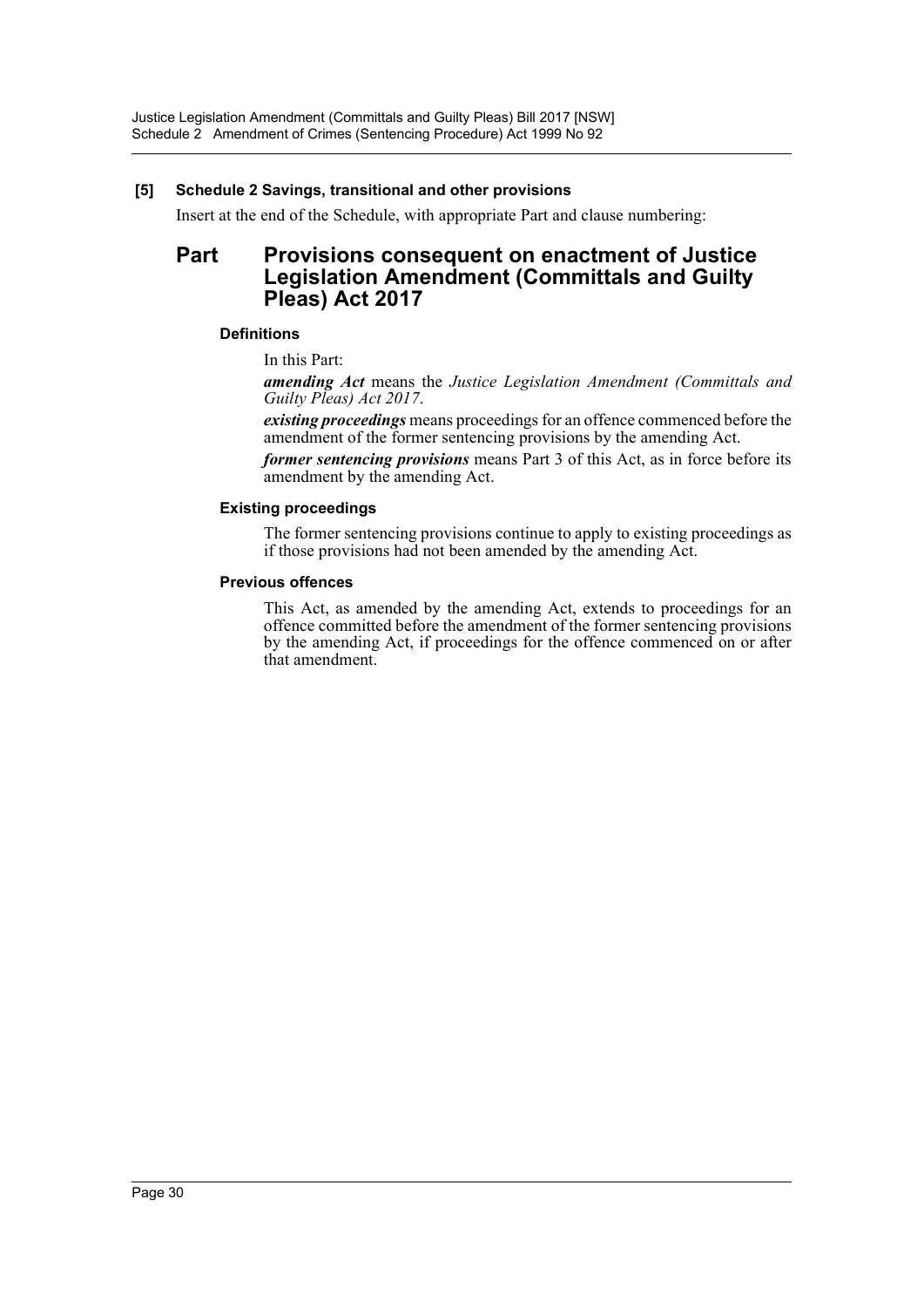**[5] Schedule 2 Savings, transitional and other provisions**

Insert at the end of the Schedule, with appropriate Part and clause numbering:

## Part Provisions consequent on enactment of Justice Legislation Amendment (Committals and Guilty Pleas) Act 2017

### Definitions

In this Part:

***amending Act*** means the *Justice Legislation Amendment (Committals and Guilty Pleas) Act 2017*.

***existing proceedings*** means proceedings for an offence commenced before the amendment of the former sentencing provisions by the amending Act.

***former sentencing provisions*** means Part 3 of this Act, as in force before its amendment by the amending Act.

### Existing proceedings

The former sentencing provisions continue to apply to existing proceedings as if those provisions had not been amended by the amending Act.

### Previous offences

This Act, as amended by the amending Act, extends to proceedings for an offence committed before the amendment of the former sentencing provisions by the amending Act, if proceedings for the offence commenced on or after that amendment.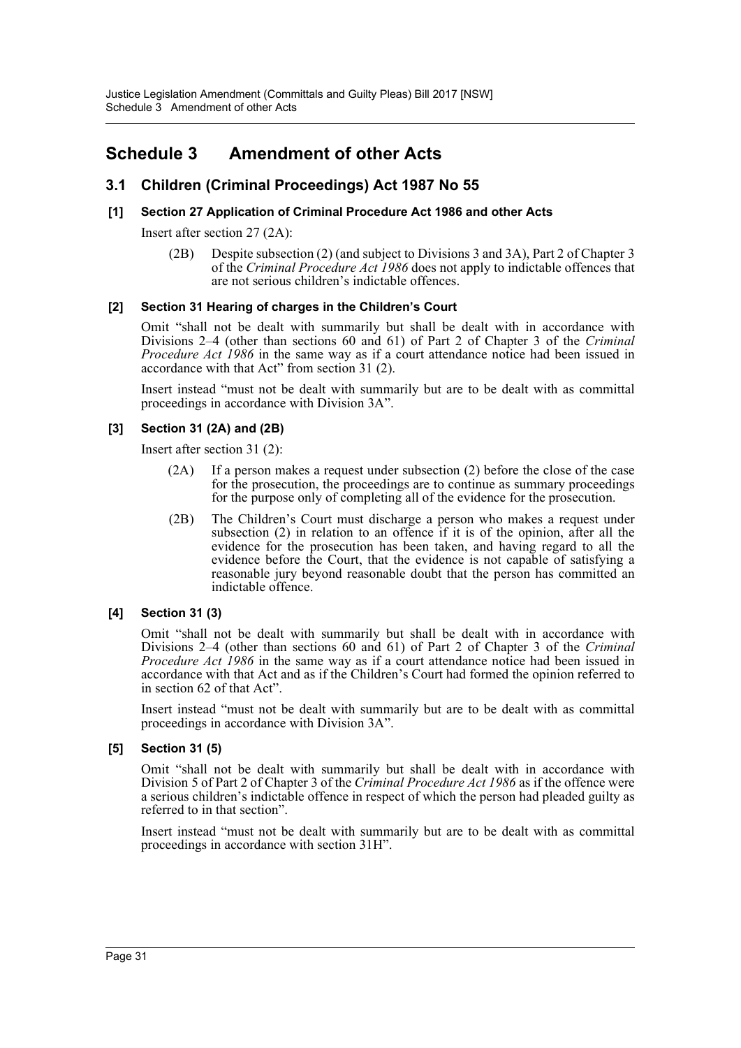# Schedule 3 Amendment of other Acts

## 3.1 Children (Criminal Proceedings) Act 1987 No 55

### [1] Section 27 Application of Criminal Procedure Act 1986 and other Acts

Insert after section 27 (2A):

> (2B) Despite subsection (2) (and subject to Divisions 3 and 3A), Part 2 of Chapter 3 of the *Criminal Procedure Act 1986* does not apply to indictable offences that are not serious children's indictable offences.

### [2] Section 31 Hearing of charges in the Children's Court

Omit "shall not be dealt with summarily but shall be dealt with in accordance with Divisions 2–4 (other than sections 60 and 61) of Part 2 of Chapter 3 of the *Criminal Procedure Act 1986* in the same way as if a court attendance notice had been issued in accordance with that Act" from section 31 (2).

Insert instead "must not be dealt with summarily but are to be dealt with as committal proceedings in accordance with Division 3A".

### [3] Section 31 (2A) and (2B)

Insert after section 31 (2):

> (2A) If a person makes a request under subsection (2) before the close of the case for the prosecution, the proceedings are to continue as summary proceedings for the purpose only of completing all of the evidence for the prosecution.
>
> (2B) The Children's Court must discharge a person who makes a request under subsection (2) in relation to an offence if it is of the opinion, after all the evidence for the prosecution has been taken, and having regard to all the evidence before the Court, that the evidence is not capable of satisfying a reasonable jury beyond reasonable doubt that the person has committed an indictable offence.

### [4] Section 31 (3)

Omit "shall not be dealt with summarily but shall be dealt with in accordance with Divisions 2–4 (other than sections 60 and 61) of Part 2 of Chapter 3 of the *Criminal Procedure Act 1986* in the same way as if a court attendance notice had been issued in accordance with that Act and as if the Children's Court had formed the opinion referred to in section 62 of that Act".

Insert instead "must not be dealt with summarily but are to be dealt with as committal proceedings in accordance with Division 3A".

### [5] Section 31 (5)

Omit "shall not be dealt with summarily but shall be dealt with in accordance with Division 5 of Part 2 of Chapter 3 of the *Criminal Procedure Act 1986* as if the offence were a serious children's indictable offence in respect of which the person had pleaded guilty as referred to in that section".

Insert instead "must not be dealt with summarily but are to be dealt with as committal proceedings in accordance with section 31H".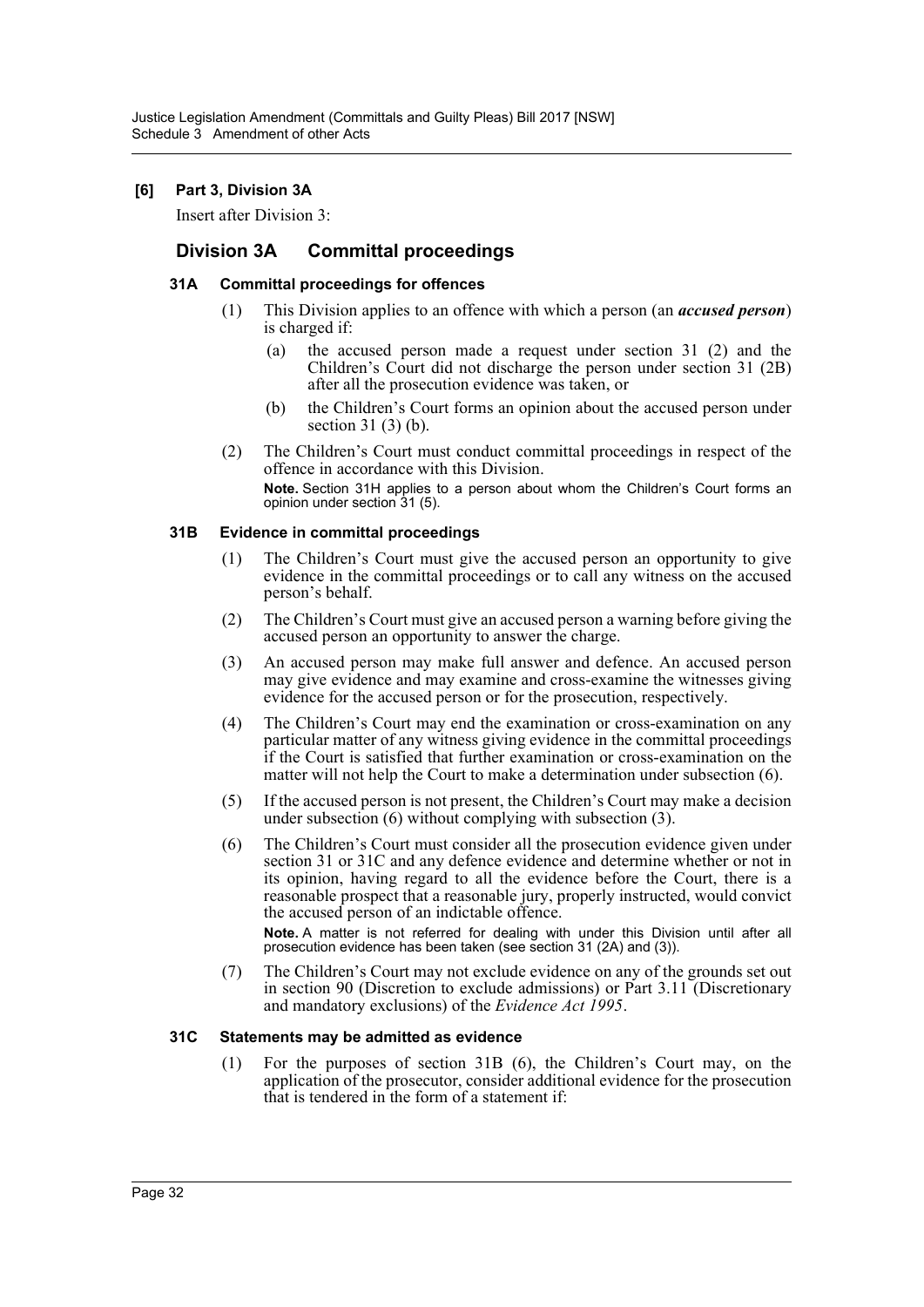**[6] Part 3, Division 3A**

Insert after Division 3:

## Division 3A Committal proceedings

### 31A Committal proceedings for offences

(1) This Division applies to an offence with which a person (an ***accused person***) is charged if:

(a) the accused person made a request under section 31 (2) and the Children's Court did not discharge the person under section 31 (2B) after all the prosecution evidence was taken, or

(b) the Children's Court forms an opinion about the accused person under section 31 (3) (b).

(2) The Children's Court must conduct committal proceedings in respect of the offence in accordance with this Division.

**Note.** Section 31H applies to a person about whom the Children's Court forms an opinion under section 31 (5).

### 31B Evidence in committal proceedings

(1) The Children's Court must give the accused person an opportunity to give evidence in the committal proceedings or to call any witness on the accused person's behalf.

(2) The Children's Court must give an accused person a warning before giving the accused person an opportunity to answer the charge.

(3) An accused person may make full answer and defence. An accused person may give evidence and may examine and cross-examine the witnesses giving evidence for the accused person or for the prosecution, respectively.

(4) The Children's Court may end the examination or cross-examination on any particular matter of any witness giving evidence in the committal proceedings if the Court is satisfied that further examination or cross-examination on the matter will not help the Court to make a determination under subsection (6).

(5) If the accused person is not present, the Children's Court may make a decision under subsection (6) without complying with subsection (3).

(6) The Children's Court must consider all the prosecution evidence given under section 31 or 31C and any defence evidence and determine whether or not in its opinion, having regard to all the evidence before the Court, there is a reasonable prospect that a reasonable jury, properly instructed, would convict the accused person of an indictable offence.

**Note.** A matter is not referred for dealing with under this Division until after all prosecution evidence has been taken (see section 31 (2A) and (3)).

(7) The Children's Court may not exclude evidence on any of the grounds set out in section 90 (Discretion to exclude admissions) or Part 3.11 (Discretionary and mandatory exclusions) of the *Evidence Act 1995*.

### 31C Statements may be admitted as evidence

(1) For the purposes of section 31B (6), the Children's Court may, on the application of the prosecutor, consider additional evidence for the prosecution that is tendered in the form of a statement if: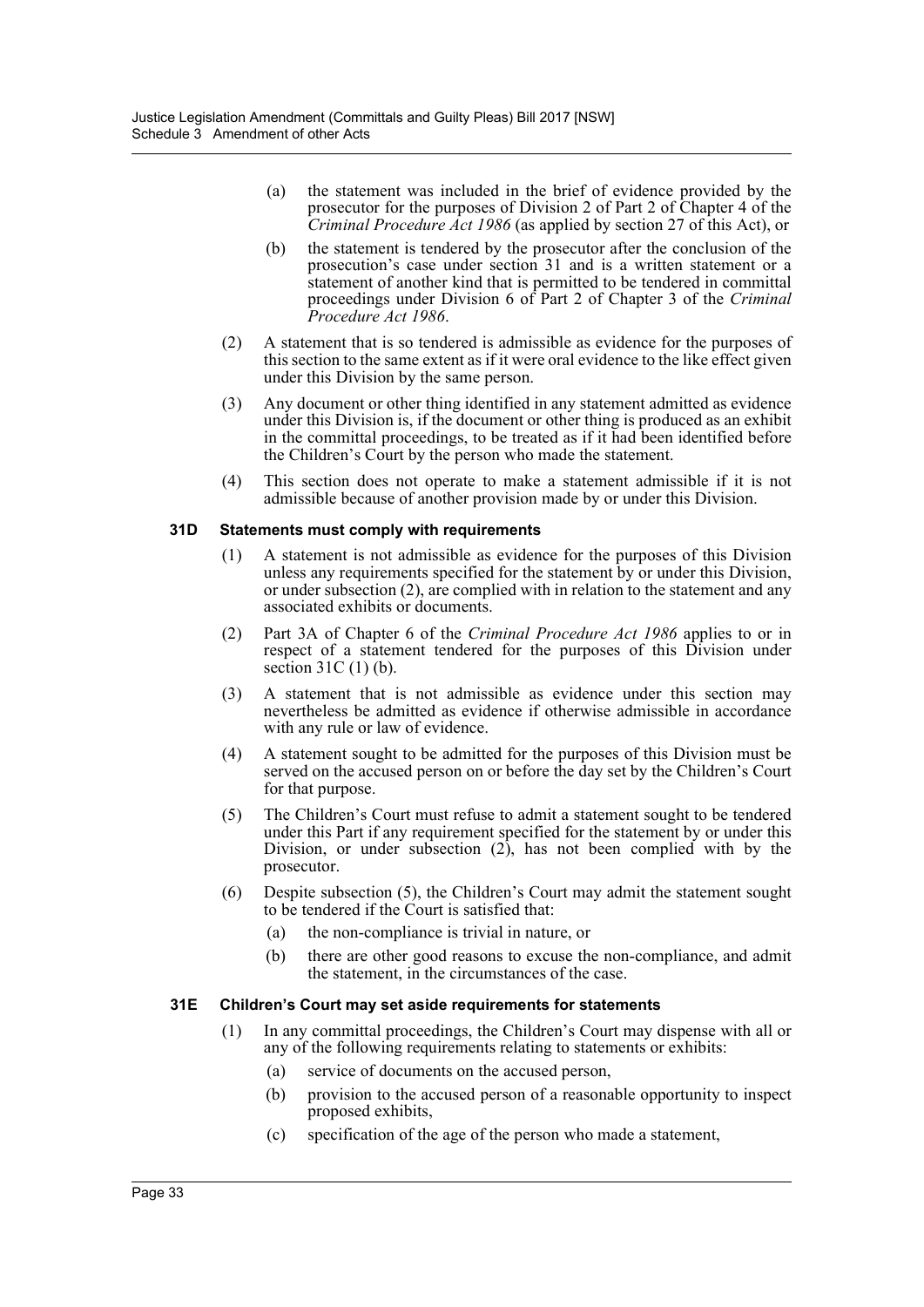(a) the statement was included in the brief of evidence provided by the prosecutor for the purposes of Division 2 of Part 2 of Chapter 4 of the *Criminal Procedure Act 1986* (as applied by section 27 of this Act), or

(b) the statement is tendered by the prosecutor after the conclusion of the prosecution's case under section 31 and is a written statement or a statement of another kind that is permitted to be tendered in committal proceedings under Division 6 of Part 2 of Chapter 3 of the *Criminal Procedure Act 1986*.

(2) A statement that is so tendered is admissible as evidence for the purposes of this section to the same extent as if it were oral evidence to the like effect given under this Division by the same person.

(3) Any document or other thing identified in any statement admitted as evidence under this Division is, if the document or other thing is produced as an exhibit in the committal proceedings, to be treated as if it had been identified before the Children's Court by the person who made the statement.

(4) This section does not operate to make a statement admissible if it is not admissible because of another provision made by or under this Division.

**31D Statements must comply with requirements**

(1) A statement is not admissible as evidence for the purposes of this Division unless any requirements specified for the statement by or under this Division, or under subsection (2), are complied with in relation to the statement and any associated exhibits or documents.

(2) Part 3A of Chapter 6 of the *Criminal Procedure Act 1986* applies to or in respect of a statement tendered for the purposes of this Division under section 31C (1) (b).

(3) A statement that is not admissible as evidence under this section may nevertheless be admitted as evidence if otherwise admissible in accordance with any rule or law of evidence.

(4) A statement sought to be admitted for the purposes of this Division must be served on the accused person on or before the day set by the Children's Court for that purpose.

(5) The Children's Court must refuse to admit a statement sought to be tendered under this Part if any requirement specified for the statement by or under this Division, or under subsection (2), has not been complied with by the prosecutor.

(6) Despite subsection (5), the Children's Court may admit the statement sought to be tendered if the Court is satisfied that:

(a) the non-compliance is trivial in nature, or

(b) there are other good reasons to excuse the non-compliance, and admit the statement, in the circumstances of the case.

**31E Children's Court may set aside requirements for statements**

(1) In any committal proceedings, the Children's Court may dispense with all or any of the following requirements relating to statements or exhibits:

(a) service of documents on the accused person,

(b) provision to the accused person of a reasonable opportunity to inspect proposed exhibits,

(c) specification of the age of the person who made a statement,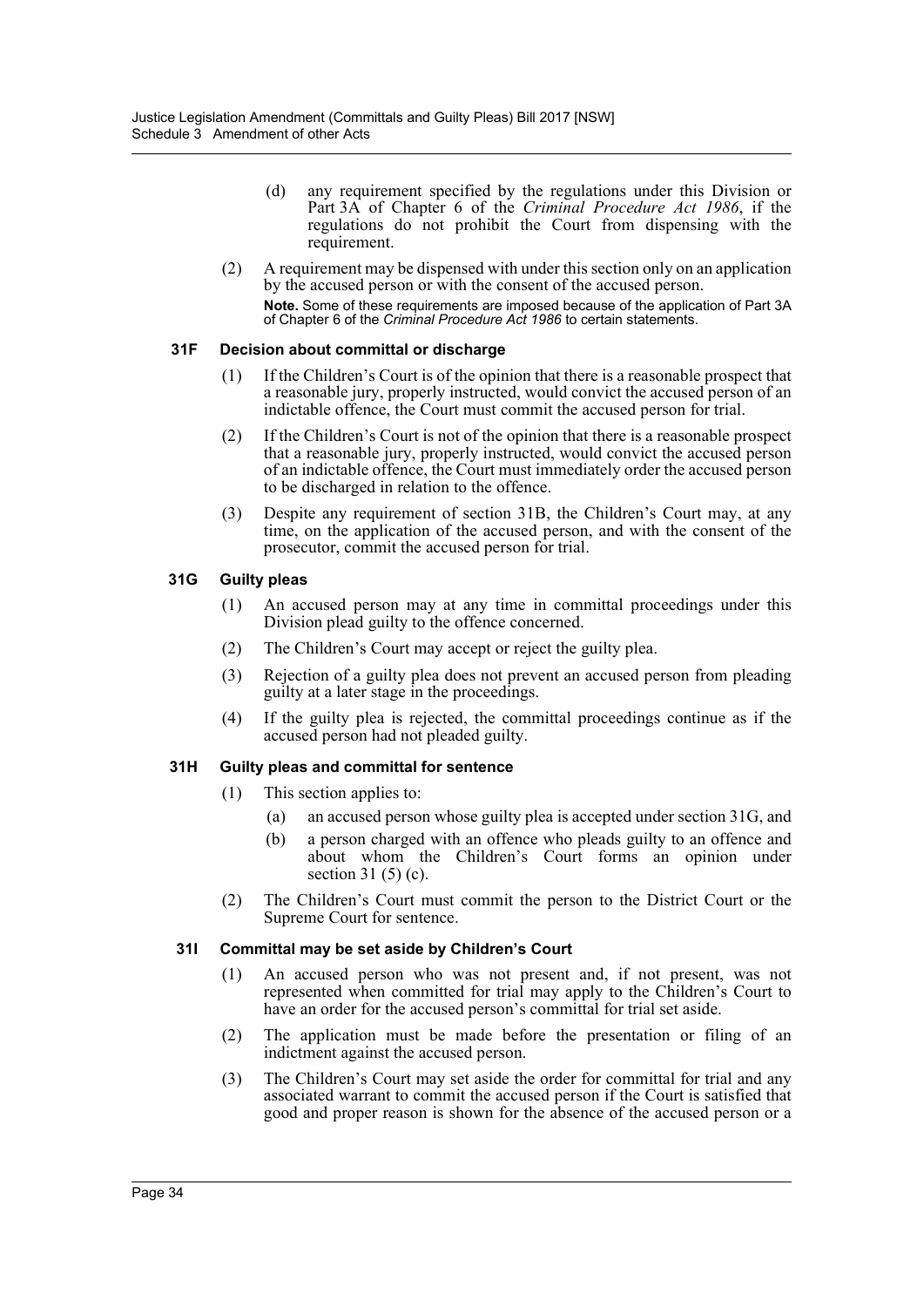(d) any requirement specified by the regulations under this Division or Part 3A of Chapter 6 of the *Criminal Procedure Act 1986*, if the regulations do not prohibit the Court from dispensing with the requirement.

(2) A requirement may be dispensed with under this section only on an application by the accused person or with the consent of the accused person.

**Note.** Some of these requirements are imposed because of the application of Part 3A of Chapter 6 of the *Criminal Procedure Act 1986* to certain statements.

### 31F Decision about committal or discharge

(1) If the Children's Court is of the opinion that there is a reasonable prospect that a reasonable jury, properly instructed, would convict the accused person of an indictable offence, the Court must commit the accused person for trial.

(2) If the Children's Court is not of the opinion that there is a reasonable prospect that a reasonable jury, properly instructed, would convict the accused person of an indictable offence, the Court must immediately order the accused person to be discharged in relation to the offence.

(3) Despite any requirement of section 31B, the Children's Court may, at any time, on the application of the accused person, and with the consent of the prosecutor, commit the accused person for trial.

### 31G Guilty pleas

(1) An accused person may at any time in committal proceedings under this Division plead guilty to the offence concerned.

(2) The Children's Court may accept or reject the guilty plea.

(3) Rejection of a guilty plea does not prevent an accused person from pleading guilty at a later stage in the proceedings.

(4) If the guilty plea is rejected, the committal proceedings continue as if the accused person had not pleaded guilty.

### 31H Guilty pleas and committal for sentence

(1) This section applies to:

(a) an accused person whose guilty plea is accepted under section 31G, and

(b) a person charged with an offence who pleads guilty to an offence and about whom the Children's Court forms an opinion under section 31 (5) (c).

(2) The Children's Court must commit the person to the District Court or the Supreme Court for sentence.

### 31I Committal may be set aside by Children's Court

(1) An accused person who was not present and, if not present, was not represented when committed for trial may apply to the Children's Court to have an order for the accused person's committal for trial set aside.

(2) The application must be made before the presentation or filing of an indictment against the accused person.

(3) The Children's Court may set aside the order for committal for trial and any associated warrant to commit the accused person if the Court is satisfied that good and proper reason is shown for the absence of the accused person or a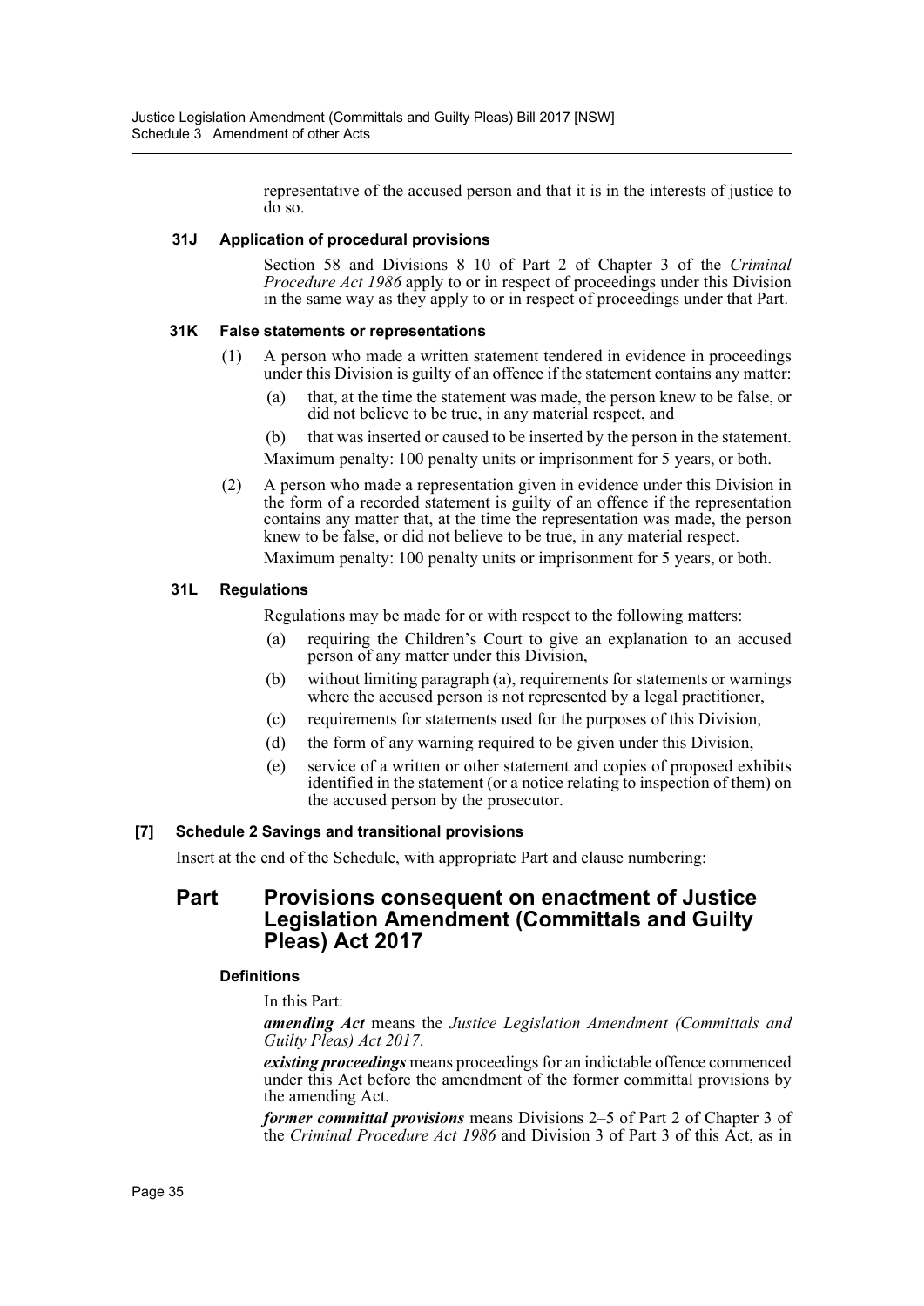representative of the accused person and that it is in the interests of justice to do so.

#### 31J Application of procedural provisions

Section 58 and Divisions 8–10 of Part 2 of Chapter 3 of the *Criminal Procedure Act 1986* apply to or in respect of proceedings under this Division in the same way as they apply to or in respect of proceedings under that Part.

#### 31K False statements or representations

(1) A person who made a written statement tendered in evidence in proceedings under this Division is guilty of an offence if the statement contains any matter:

(a) that, at the time the statement was made, the person knew to be false, or did not believe to be true, in any material respect, and

(b) that was inserted or caused to be inserted by the person in the statement.

Maximum penalty: 100 penalty units or imprisonment for 5 years, or both.

(2) A person who made a representation given in evidence under this Division in the form of a recorded statement is guilty of an offence if the representation contains any matter that, at the time the representation was made, the person knew to be false, or did not believe to be true, in any material respect.

Maximum penalty: 100 penalty units or imprisonment for 5 years, or both.

#### 31L Regulations

Regulations may be made for or with respect to the following matters:

(a) requiring the Children's Court to give an explanation to an accused person of any matter under this Division,

(b) without limiting paragraph (a), requirements for statements or warnings where the accused person is not represented by a legal practitioner,

(c) requirements for statements used for the purposes of this Division,

(d) the form of any warning required to be given under this Division,

(e) service of a written or other statement and copies of proposed exhibits identified in the statement (or a notice relating to inspection of them) on the accused person by the prosecutor.

### [7] Schedule 2 Savings and transitional provisions

Insert at the end of the Schedule, with appropriate Part and clause numbering:

## Part Provisions consequent on enactment of Justice Legislation Amendment (Committals and Guilty Pleas) Act 2017

#### Definitions

In this Part:

***amending Act*** means the *Justice Legislation Amendment (Committals and Guilty Pleas) Act 2017*.

***existing proceedings*** means proceedings for an indictable offence commenced under this Act before the amendment of the former committal provisions by the amending Act.

***former committal provisions*** means Divisions 2–5 of Part 2 of Chapter 3 of the *Criminal Procedure Act 1986* and Division 3 of Part 3 of this Act, as in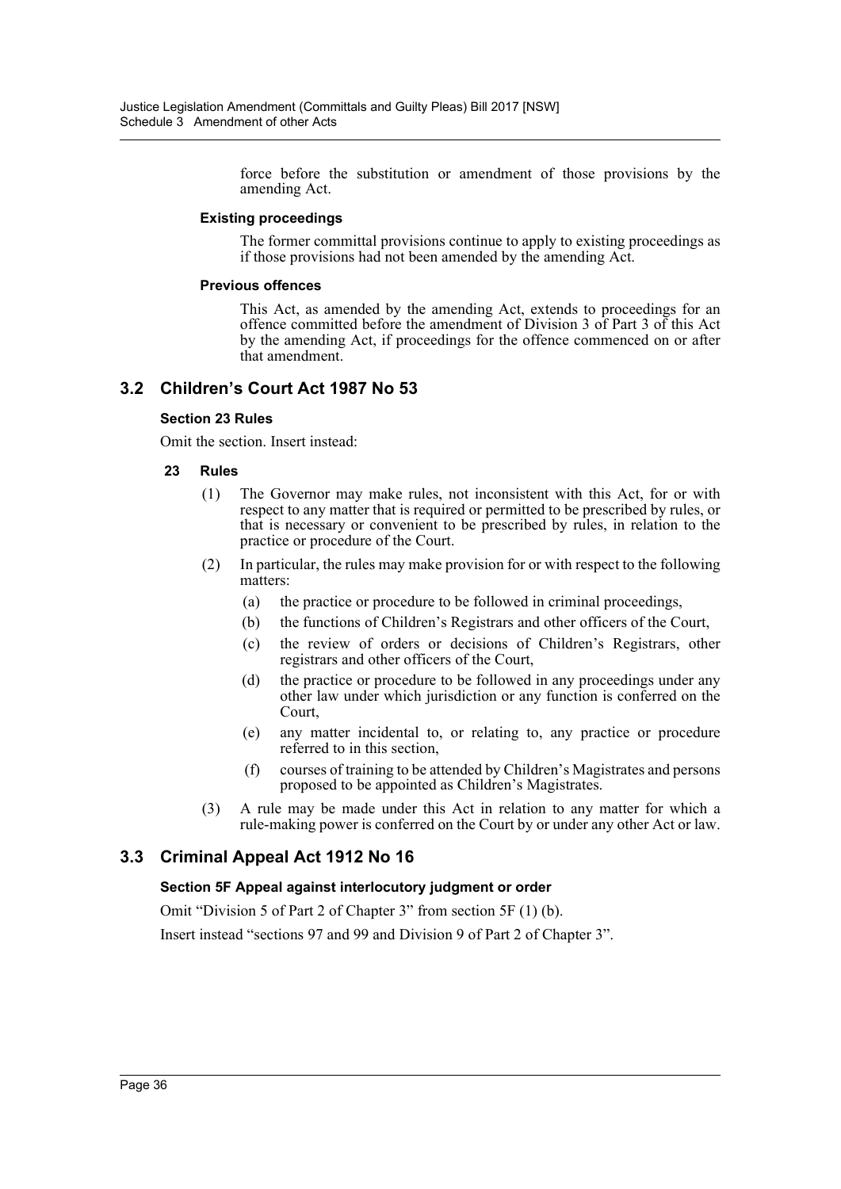force before the substitution or amendment of those provisions by the amending Act.

**Existing proceedings**

The former committal provisions continue to apply to existing proceedings as if those provisions had not been amended by the amending Act.

**Previous offences**

This Act, as amended by the amending Act, extends to proceedings for an offence committed before the amendment of Division 3 of Part 3 of this Act by the amending Act, if proceedings for the offence commenced on or after that amendment.

## 3.2 Children's Court Act 1987 No 53

### Section 23 Rules

Omit the section. Insert instead:

**23 Rules**

(1) The Governor may make rules, not inconsistent with this Act, for or with respect to any matter that is required or permitted to be prescribed by rules, or that is necessary or convenient to be prescribed by rules, in relation to the practice or procedure of the Court.

(2) In particular, the rules may make provision for or with respect to the following matters:

- (a) the practice or procedure to be followed in criminal proceedings,
- (b) the functions of Children's Registrars and other officers of the Court,
- (c) the review of orders or decisions of Children's Registrars, other registrars and other officers of the Court,
- (d) the practice or procedure to be followed in any proceedings under any other law under which jurisdiction or any function is conferred on the Court,
- (e) any matter incidental to, or relating to, any practice or procedure referred to in this section,
- (f) courses of training to be attended by Children's Magistrates and persons proposed to be appointed as Children's Magistrates.

(3) A rule may be made under this Act in relation to any matter for which a rule-making power is conferred on the Court by or under any other Act or law.

## 3.3 Criminal Appeal Act 1912 No 16

### Section 5F Appeal against interlocutory judgment or order

Omit "Division 5 of Part 2 of Chapter 3" from section 5F (1) (b).

Insert instead "sections 97 and 99 and Division 9 of Part 2 of Chapter 3".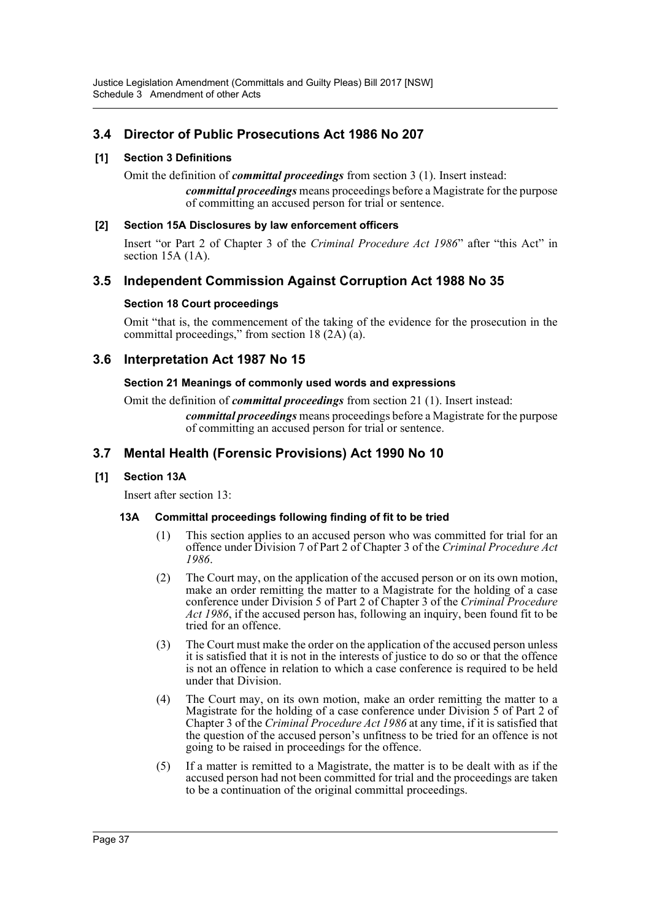## 3.4 Director of Public Prosecutions Act 1986 No 207

### [1] Section 3 Definitions

Omit the definition of ***committal proceedings*** from section 3 (1). Insert instead:

> ***committal proceedings*** means proceedings before a Magistrate for the purpose of committing an accused person for trial or sentence.

### [2] Section 15A Disclosures by law enforcement officers

Insert "or Part 2 of Chapter 3 of the *Criminal Procedure Act 1986*" after "this Act" in section 15A (1A).

## 3.5 Independent Commission Against Corruption Act 1988 No 35

### Section 18 Court proceedings

Omit "that is, the commencement of the taking of the evidence for the prosecution in the committal proceedings," from section 18 (2A) (a).

## 3.6 Interpretation Act 1987 No 15

### Section 21 Meanings of commonly used words and expressions

Omit the definition of ***committal proceedings*** from section 21 (1). Insert instead:

> ***committal proceedings*** means proceedings before a Magistrate for the purpose of committing an accused person for trial or sentence.

## 3.7 Mental Health (Forensic Provisions) Act 1990 No 10

### [1] Section 13A

Insert after section 13:

#### 13A Committal proceedings following finding of fit to be tried

(1) This section applies to an accused person who was committed for trial for an offence under Division 7 of Part 2 of Chapter 3 of the *Criminal Procedure Act 1986*.

(2) The Court may, on the application of the accused person or on its own motion, make an order remitting the matter to a Magistrate for the holding of a case conference under Division 5 of Part 2 of Chapter 3 of the *Criminal Procedure Act 1986*, if the accused person has, following an inquiry, been found fit to be tried for an offence.

(3) The Court must make the order on the application of the accused person unless it is satisfied that it is not in the interests of justice to do so or that the offence is not an offence in relation to which a case conference is required to be held under that Division.

(4) The Court may, on its own motion, make an order remitting the matter to a Magistrate for the holding of a case conference under Division 5 of Part 2 of Chapter 3 of the *Criminal Procedure Act 1986* at any time, if it is satisfied that the question of the accused person's unfitness to be tried for an offence is not going to be raised in proceedings for the offence.

(5) If a matter is remitted to a Magistrate, the matter is to be dealt with as if the accused person had not been committed for trial and the proceedings are taken to be a continuation of the original committal proceedings.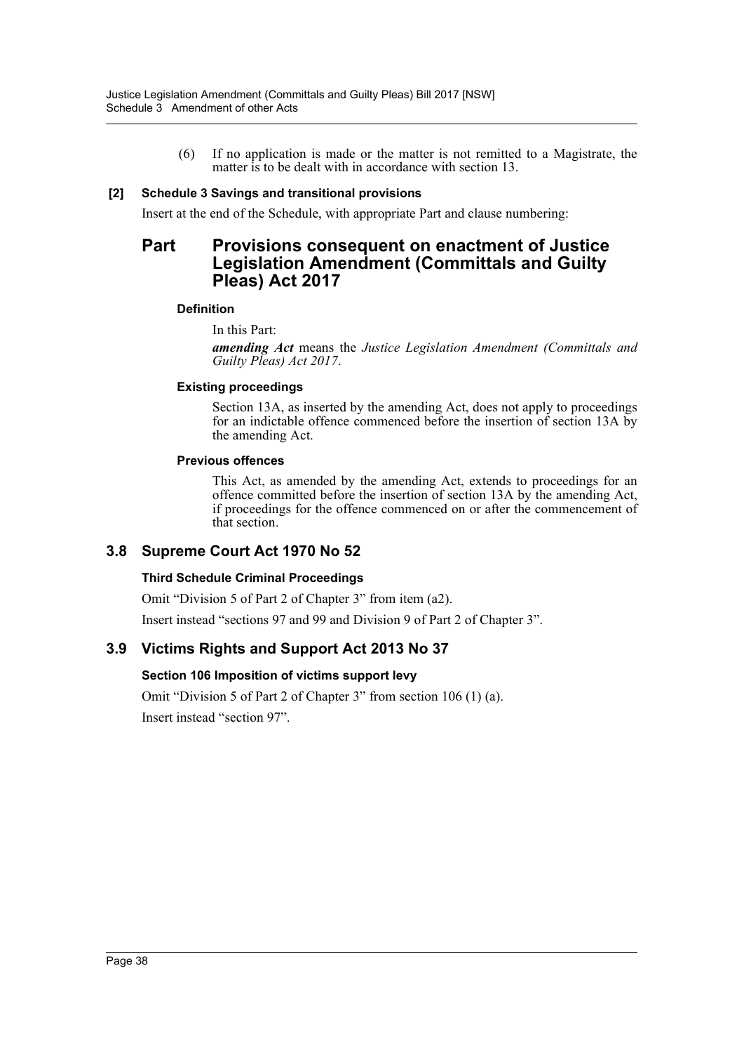(6) If no application is made or the matter is not remitted to a Magistrate, the matter is to be dealt with in accordance with section 13.

**[2] Schedule 3 Savings and transitional provisions**

Insert at the end of the Schedule, with appropriate Part and clause numbering:

## Part Provisions consequent on enactment of Justice Legislation Amendment (Committals and Guilty Pleas) Act 2017

**Definition**

In this Part:

***amending Act*** means the *Justice Legislation Amendment (Committals and Guilty Pleas) Act 2017*.

**Existing proceedings**

Section 13A, as inserted by the amending Act, does not apply to proceedings for an indictable offence commenced before the insertion of section 13A by the amending Act.

**Previous offences**

This Act, as amended by the amending Act, extends to proceedings for an offence committed before the insertion of section 13A by the amending Act, if proceedings for the offence commenced on or after the commencement of that section.

## 3.8 Supreme Court Act 1970 No 52

**Third Schedule Criminal Proceedings**

Omit "Division 5 of Part 2 of Chapter 3" from item (a2).

Insert instead "sections 97 and 99 and Division 9 of Part 2 of Chapter 3".

## 3.9 Victims Rights and Support Act 2013 No 37

**Section 106 Imposition of victims support levy**

Omit "Division 5 of Part 2 of Chapter 3" from section 106 (1) (a).

Insert instead "section 97".